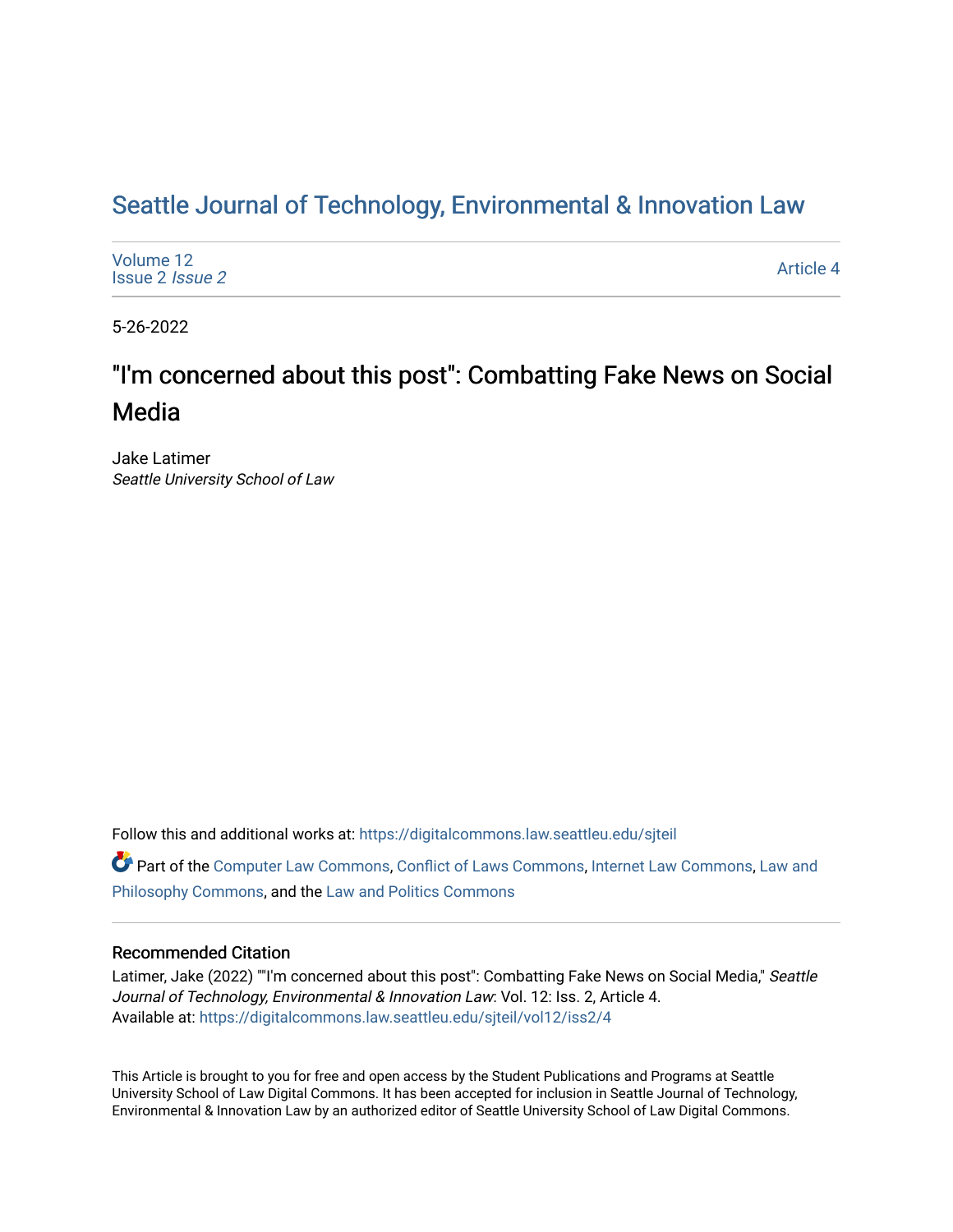# Seattle Journal of Technology, Environmental & Innovation Law

Volume 12
Issue 2 *Issue 2*

Article 4

5-26-2022

## "I'm concerned about this post": Combatting Fake News on Social Media

Jake Latimer
*Seattle University School of Law*

Follow this and additional works at: https://digitalcommons.law.seattleu.edu/sjteil

Part of the Computer Law Commons, Conflict of Laws Commons, Internet Law Commons, Law and Philosophy Commons, and the Law and Politics Commons

### Recommended Citation

Latimer, Jake (2022) ""I'm concerned about this post": Combatting Fake News on Social Media," *Seattle Journal of Technology, Environmental & Innovation Law*: Vol. 12: Iss. 2, Article 4.
Available at: https://digitalcommons.law.seattleu.edu/sjteil/vol12/iss2/4

This Article is brought to you for free and open access by the Student Publications and Programs at Seattle University School of Law Digital Commons. It has been accepted for inclusion in Seattle Journal of Technology, Environmental & Innovation Law by an authorized editor of Seattle University School of Law Digital Commons.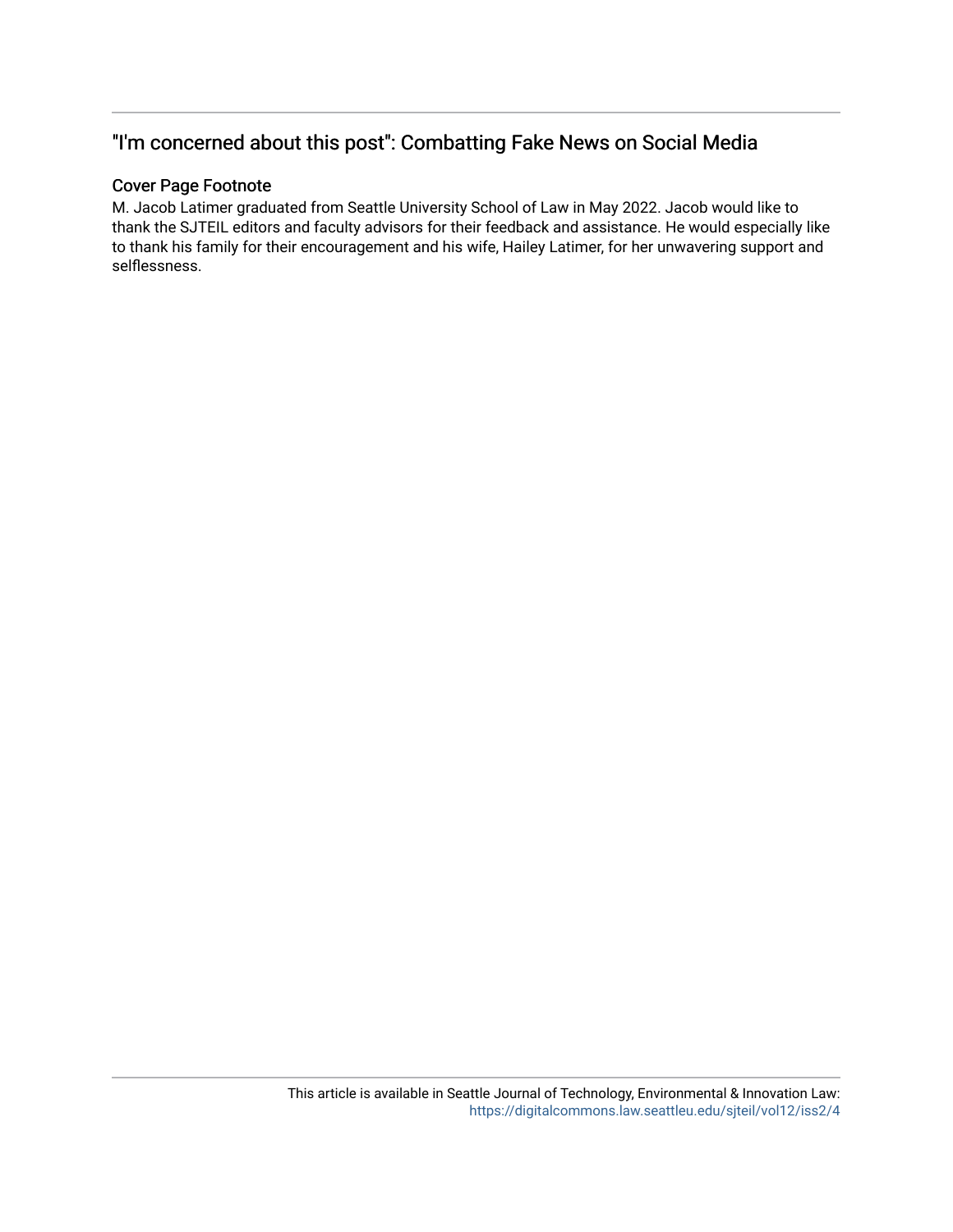## "I'm concerned about this post": Combatting Fake News on Social Media

### Cover Page Footnote

M. Jacob Latimer graduated from Seattle University School of Law in May 2022. Jacob would like to thank the SJTEIL editors and faculty advisors for their feedback and assistance. He would especially like to thank his family for their encouragement and his wife, Hailey Latimer, for her unwavering support and selflessness.

This article is available in Seattle Journal of Technology, Environmental & Innovation Law: https://digitalcommons.law.seattleu.edu/sjteil/vol12/iss2/4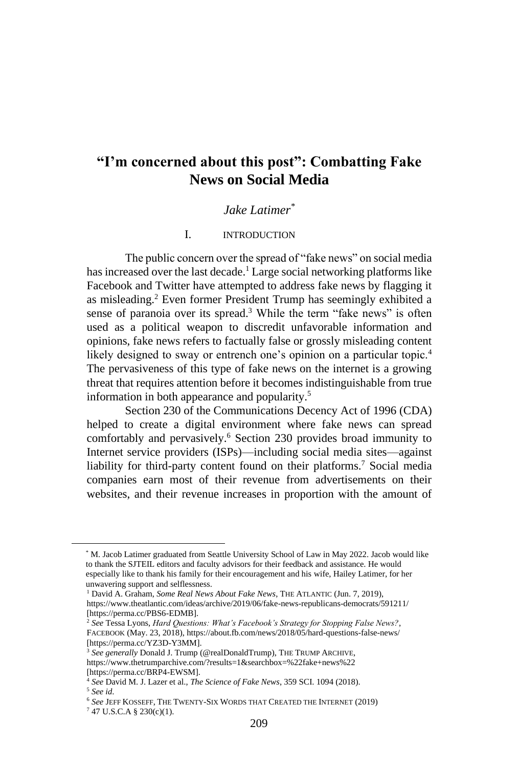# "I'm concerned about this post": Combatting Fake News on Social Media

*Jake Latimer*[*]

## I. INTRODUCTION

The public concern over the spread of "fake news" on social media has increased over the last decade.[1] Large social networking platforms like Facebook and Twitter have attempted to address fake news by flagging it as misleading.[2] Even former President Trump has seemingly exhibited a sense of paranoia over its spread.[3] While the term "fake news" is often used as a political weapon to discredit unfavorable information and opinions, fake news refers to factually false or grossly misleading content likely designed to sway or entrench one's opinion on a particular topic.[4] The pervasiveness of this type of fake news on the internet is a growing threat that requires attention before it becomes indistinguishable from true information in both appearance and popularity.[5]

Section 230 of the Communications Decency Act of 1996 (CDA) helped to create a digital environment where fake news can spread comfortably and pervasively.[6] Section 230 provides broad immunity to Internet service providers (ISPs)—including social media sites—against liability for third-party content found on their platforms.[7] Social media companies earn most of their revenue from advertisements on their websites, and their revenue increases in proportion with the amount of

---

[*] M. Jacob Latimer graduated from Seattle University School of Law in May 2022. Jacob would like to thank the SJTEIL editors and faculty advisors for their feedback and assistance. He would especially like to thank his family for their encouragement and his wife, Hailey Latimer, for her unwavering support and selflessness.

[1] David A. Graham, *Some Real News About Fake News*, THE ATLANTIC (Jun. 7, 2019), https://www.theatlantic.com/ideas/archive/2019/06/fake-news-republicans-democrats/591211/ [https://perma.cc/PBS6-EDMB].

[2] *See* Tessa Lyons, *Hard Questions: What's Facebook's Strategy for Stopping False News?*, FACEBOOK (May. 23, 2018), https://about.fb.com/news/2018/05/hard-questions-false-news/ [https://perma.cc/YZ3D-Y3MM].

[3] *See generally* Donald J. Trump (@realDonaldTrump), THE TRUMP ARCHIVE, https://www.thetrumparchive.com/?results=1&searchbox=%22fake+news%22 [https://perma.cc/BRP4-EWSM].

[4] *See* David M. J. Lazer et al., *The Science of Fake News*, 359 SCI. 1094 (2018).

[5] *See id*.

[6] *See* JEFF KOSSEFF, THE TWENTY-SIX WORDS THAT CREATED THE INTERNET (2019)

[7] 47 U.S.C.A § 230(c)(1).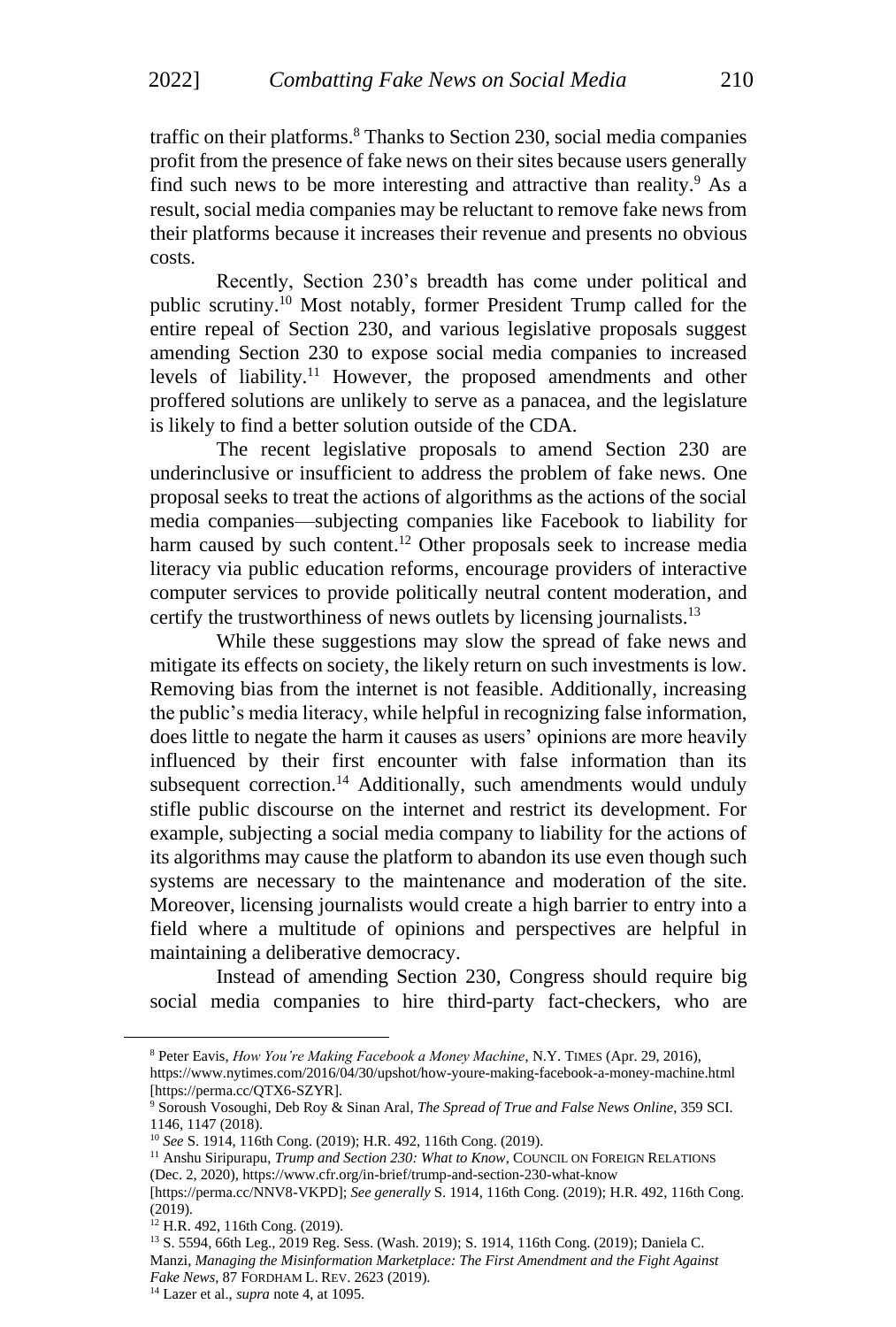traffic on their platforms.[8] Thanks to Section 230, social media companies profit from the presence of fake news on their sites because users generally find such news to be more interesting and attractive than reality.[9] As a result, social media companies may be reluctant to remove fake news from their platforms because it increases their revenue and presents no obvious costs.

Recently, Section 230's breadth has come under political and public scrutiny.[10] Most notably, former President Trump called for the entire repeal of Section 230, and various legislative proposals suggest amending Section 230 to expose social media companies to increased levels of liability.[11] However, the proposed amendments and other proffered solutions are unlikely to serve as a panacea, and the legislature is likely to find a better solution outside of the CDA.

The recent legislative proposals to amend Section 230 are underinclusive or insufficient to address the problem of fake news. One proposal seeks to treat the actions of algorithms as the actions of the social media companies—subjecting companies like Facebook to liability for harm caused by such content.[12] Other proposals seek to increase media literacy via public education reforms, encourage providers of interactive computer services to provide politically neutral content moderation, and certify the trustworthiness of news outlets by licensing journalists.[13]

While these suggestions may slow the spread of fake news and mitigate its effects on society, the likely return on such investments is low. Removing bias from the internet is not feasible. Additionally, increasing the public's media literacy, while helpful in recognizing false information, does little to negate the harm it causes as users' opinions are more heavily influenced by their first encounter with false information than its subsequent correction.[14] Additionally, such amendments would unduly stifle public discourse on the internet and restrict its development. For example, subjecting a social media company to liability for the actions of its algorithms may cause the platform to abandon its use even though such systems are necessary to the maintenance and moderation of the site. Moreover, licensing journalists would create a high barrier to entry into a field where a multitude of opinions and perspectives are helpful in maintaining a deliberative democracy.

Instead of amending Section 230, Congress should require big social media companies to hire third-party fact-checkers, who are

---

[8] Peter Eavis, *How You're Making Facebook a Money Machine*, N.Y. TIMES (Apr. 29, 2016), https://www.nytimes.com/2016/04/30/upshot/how-youre-making-facebook-a-money-machine.html [https://perma.cc/QTX6-SZYR].

[9] Soroush Vosoughi, Deb Roy & Sinan Aral, *The Spread of True and False News Online*, 359 SCI. 1146, 1147 (2018).

[10] *See* S. 1914, 116th Cong. (2019); H.R. 492, 116th Cong. (2019).

[11] Anshu Siripurapu, *Trump and Section 230: What to Know*, COUNCIL ON FOREIGN RELATIONS (Dec. 2, 2020), https://www.cfr.org/in-brief/trump-and-section-230-what-know [https://perma.cc/NNV8-VKPD]; *See generally* S. 1914, 116th Cong. (2019); H.R. 492, 116th Cong. (2019).

[12] H.R. 492, 116th Cong. (2019).

[13] S. 5594, 66th Leg., 2019 Reg. Sess. (Wash. 2019); S. 1914, 116th Cong. (2019); Daniela C. Manzi, *Managing the Misinformation Marketplace: The First Amendment and the Fight Against Fake News*, 87 FORDHAM L. REV. 2623 (2019).

[14] Lazer et al., *supra* note 4, at 1095.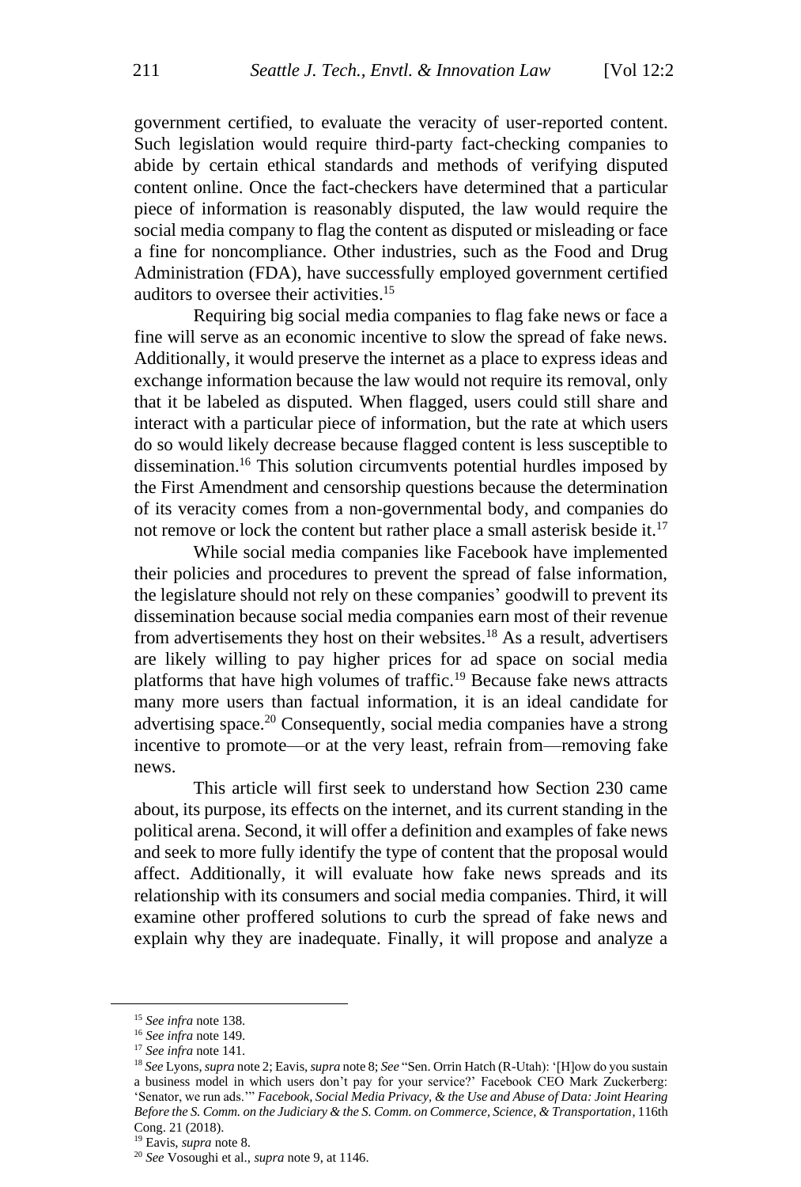government certified, to evaluate the veracity of user-reported content. Such legislation would require third-party fact-checking companies to abide by certain ethical standards and methods of verifying disputed content online. Once the fact-checkers have determined that a particular piece of information is reasonably disputed, the law would require the social media company to flag the content as disputed or misleading or face a fine for noncompliance. Other industries, such as the Food and Drug Administration (FDA), have successfully employed government certified auditors to oversee their activities.[15]

Requiring big social media companies to flag fake news or face a fine will serve as an economic incentive to slow the spread of fake news. Additionally, it would preserve the internet as a place to express ideas and exchange information because the law would not require its removal, only that it be labeled as disputed. When flagged, users could still share and interact with a particular piece of information, but the rate at which users do so would likely decrease because flagged content is less susceptible to dissemination.[16] This solution circumvents potential hurdles imposed by the First Amendment and censorship questions because the determination of its veracity comes from a non-governmental body, and companies do not remove or lock the content but rather place a small asterisk beside it.[17]

While social media companies like Facebook have implemented their policies and procedures to prevent the spread of false information, the legislature should not rely on these companies' goodwill to prevent its dissemination because social media companies earn most of their revenue from advertisements they host on their websites.[18] As a result, advertisers are likely willing to pay higher prices for ad space on social media platforms that have high volumes of traffic.[19] Because fake news attracts many more users than factual information, it is an ideal candidate for advertising space.[20] Consequently, social media companies have a strong incentive to promote—or at the very least, refrain from—removing fake news.

This article will first seek to understand how Section 230 came about, its purpose, its effects on the internet, and its current standing in the political arena. Second, it will offer a definition and examples of fake news and seek to more fully identify the type of content that the proposal would affect. Additionally, it will evaluate how fake news spreads and its relationship with its consumers and social media companies. Third, it will examine other proffered solutions to curb the spread of fake news and explain why they are inadequate. Finally, it will propose and analyze a

---

[15] *See infra* note 138.

[16] *See infra* note 149.

[17] *See infra* note 141.

[18] *See* Lyons, *supra* note 2; Eavis, *supra* note 8; *See* "Sen. Orrin Hatch (R-Utah): '[H]ow do you sustain a business model in which users don't pay for your service?' Facebook CEO Mark Zuckerberg: 'Senator, we run ads.'" *Facebook, Social Media Privacy, & the Use and Abuse of Data: Joint Hearing Before the S. Comm. on the Judiciary & the S. Comm. on Commerce, Science, & Transportation*, 116th Cong. 21 (2018).

[19] Eavis, *supra* note 8.

[20] *See* Vosoughi et al., *supra* note 9, at 1146.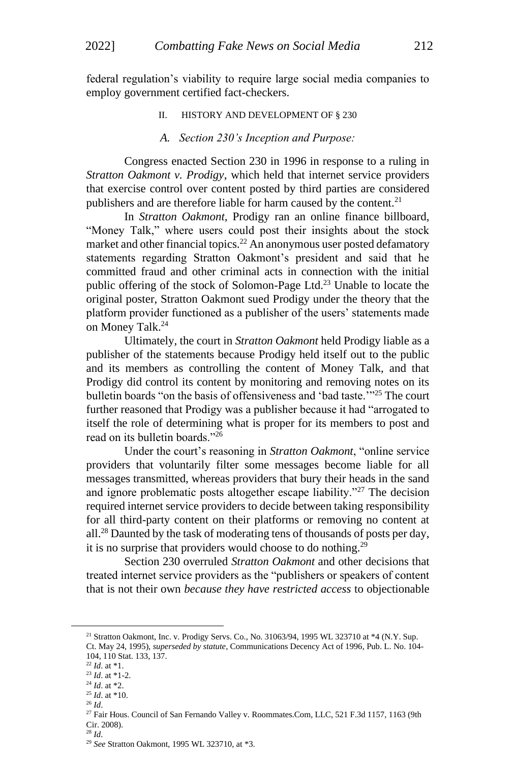federal regulation's viability to require large social media companies to employ government certified fact-checkers.

## II. HISTORY AND DEVELOPMENT OF § 230

### *A. Section 230's Inception and Purpose:*

Congress enacted Section 230 in 1996 in response to a ruling in *Stratton Oakmont v. Prodigy*, which held that internet service providers that exercise control over content posted by third parties are considered publishers and are therefore liable for harm caused by the content.[21]

In *Stratton Oakmont*, Prodigy ran an online finance billboard, "Money Talk," where users could post their insights about the stock market and other financial topics.[22] An anonymous user posted defamatory statements regarding Stratton Oakmont's president and said that he committed fraud and other criminal acts in connection with the initial public offering of the stock of Solomon-Page Ltd.[23] Unable to locate the original poster, Stratton Oakmont sued Prodigy under the theory that the platform provider functioned as a publisher of the users' statements made on Money Talk.[24]

Ultimately, the court in *Stratton Oakmont* held Prodigy liable as a publisher of the statements because Prodigy held itself out to the public and its members as controlling the content of Money Talk, and that Prodigy did control its content by monitoring and removing notes on its bulletin boards "on the basis of offensiveness and 'bad taste.'"[25] The court further reasoned that Prodigy was a publisher because it had "arrogated to itself the role of determining what is proper for its members to post and read on its bulletin boards."[26]

Under the court's reasoning in *Stratton Oakmont*, "online service providers that voluntarily filter some messages become liable for all messages transmitted, whereas providers that bury their heads in the sand and ignore problematic posts altogether escape liability."[27] The decision required internet service providers to decide between taking responsibility for all third-party content on their platforms or removing no content at all.[28] Daunted by the task of moderating tens of thousands of posts per day, it is no surprise that providers would choose to do nothing.[29]

Section 230 overruled *Stratton Oakmont* and other decisions that treated internet service providers as the "publishers or speakers of content that is not their own *because they have restricted access* to objectionable

---

[21] Stratton Oakmont, Inc. v. Prodigy Servs. Co., No. 31063/94, 1995 WL 323710 at *4 (N.Y. Sup. Ct. May 24, 1995), *superseded by statute*, Communications Decency Act of 1996, Pub. L. No. 104-104, 110 Stat. 133, 137.

[22] *Id*. at *1.

[23] *Id*. at *1-2.

[24] *Id*. at *2.

[25] *Id*. at *10.

[26] *Id*.

[27] Fair Hous. Council of San Fernando Valley v. Roommates.Com, LLC, 521 F.3d 1157, 1163 (9th Cir. 2008).

[28] *Id*.

[29] *See* Stratton Oakmont, 1995 WL 323710, at *3.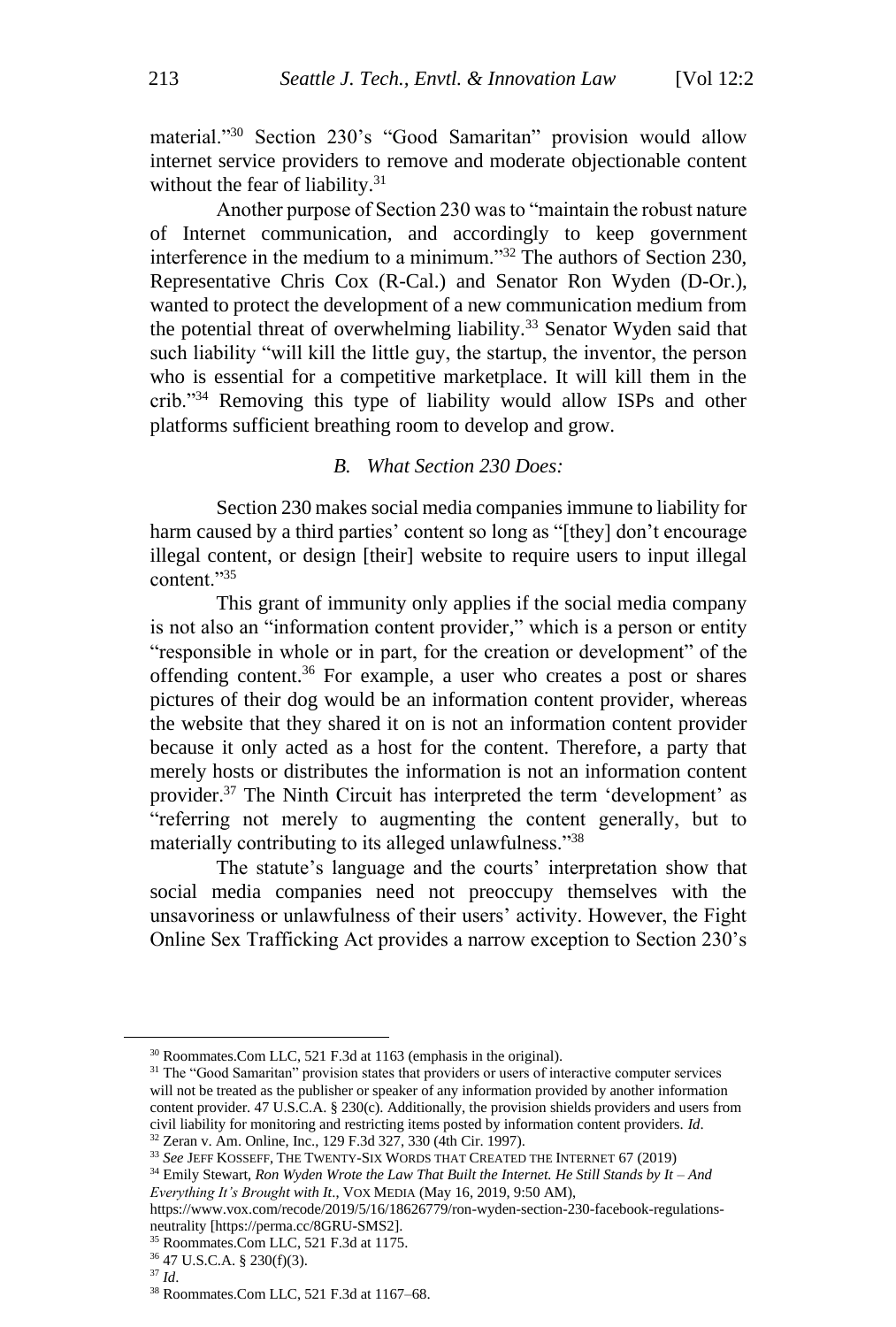material."[30] Section 230's "Good Samaritan" provision would allow internet service providers to remove and moderate objectionable content without the fear of liability.[31]

Another purpose of Section 230 was to "maintain the robust nature of Internet communication, and accordingly to keep government interference in the medium to a minimum."[32] The authors of Section 230, Representative Chris Cox (R-Cal.) and Senator Ron Wyden (D-Or.), wanted to protect the development of a new communication medium from the potential threat of overwhelming liability.[33] Senator Wyden said that such liability "will kill the little guy, the startup, the inventor, the person who is essential for a competitive marketplace. It will kill them in the crib."[34] Removing this type of liability would allow ISPs and other platforms sufficient breathing room to develop and grow.

### *B. What Section 230 Does:*

Section 230 makes social media companies immune to liability for harm caused by a third parties' content so long as "[they] don't encourage illegal content, or design [their] website to require users to input illegal content."[35]

This grant of immunity only applies if the social media company is not also an "information content provider," which is a person or entity "responsible in whole or in part, for the creation or development" of the offending content.[36] For example, a user who creates a post or shares pictures of their dog would be an information content provider, whereas the website that they shared it on is not an information content provider because it only acted as a host for the content. Therefore, a party that merely hosts or distributes the information is not an information content provider.[37] The Ninth Circuit has interpreted the term 'development' as "referring not merely to augmenting the content generally, but to materially contributing to its alleged unlawfulness."[38]

The statute's language and the courts' interpretation show that social media companies need not preoccupy themselves with the unsavoriness or unlawfulness of their users' activity. However, the Fight Online Sex Trafficking Act provides a narrow exception to Section 230's

---

[30] Roommates.Com LLC, 521 F.3d at 1163 (emphasis in the original).

[31] The "Good Samaritan" provision states that providers or users of interactive computer services will not be treated as the publisher or speaker of any information provided by another information content provider. 47 U.S.C.A. § 230(c). Additionally, the provision shields providers and users from civil liability for monitoring and restricting items posted by information content providers. *Id*.

[32] Zeran v. Am. Online, Inc., 129 F.3d 327, 330 (4th Cir. 1997).

[33] *See* JEFF KOSSEFF, THE TWENTY-SIX WORDS THAT CREATED THE INTERNET 67 (2019)

[34] Emily Stewart, *Ron Wyden Wrote the Law That Built the Internet. He Still Stands by It – And Everything It's Brought with It*., VOX MEDIA (May 16, 2019, 9:50 AM), https://www.vox.com/recode/2019/5/16/18626779/ron-wyden-section-230-facebook-regulations-neutrality [https://perma.cc/8GRU-SMS2].

[35] Roommates.Com LLC, 521 F.3d at 1175.

[36] 47 U.S.C.A. § 230(f)(3).

[37] *Id*.

[38] Roommates.Com LLC, 521 F.3d at 1167–68.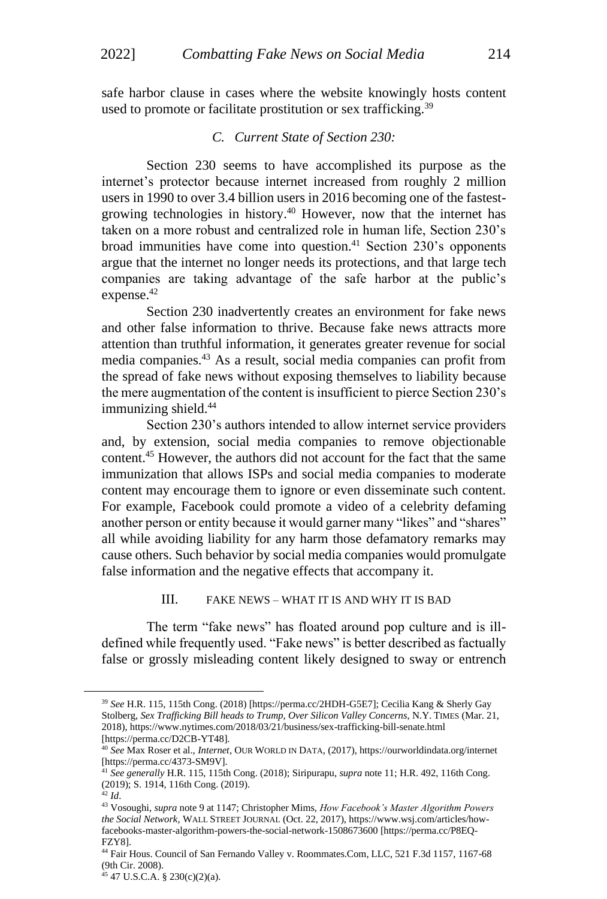safe harbor clause in cases where the website knowingly hosts content used to promote or facilitate prostitution or sex trafficking.[39]

### *C. Current State of Section 230:*

Section 230 seems to have accomplished its purpose as the internet's protector because internet increased from roughly 2 million users in 1990 to over 3.4 billion users in 2016 becoming one of the fastest-growing technologies in history.[40] However, now that the internet has taken on a more robust and centralized role in human life, Section 230's broad immunities have come into question.[41] Section 230's opponents argue that the internet no longer needs its protections, and that large tech companies are taking advantage of the safe harbor at the public's expense.[42]

Section 230 inadvertently creates an environment for fake news and other false information to thrive. Because fake news attracts more attention than truthful information, it generates greater revenue for social media companies.[43] As a result, social media companies can profit from the spread of fake news without exposing themselves to liability because the mere augmentation of the content is insufficient to pierce Section 230's immunizing shield.[44]

Section 230's authors intended to allow internet service providers and, by extension, social media companies to remove objectionable content.[45] However, the authors did not account for the fact that the same immunization that allows ISPs and social media companies to moderate content may encourage them to ignore or even disseminate such content. For example, Facebook could promote a video of a celebrity defaming another person or entity because it would garner many "likes" and "shares" all while avoiding liability for any harm those defamatory remarks may cause others. Such behavior by social media companies would promulgate false information and the negative effects that accompany it.

## III. FAKE NEWS – WHAT IT IS AND WHY IT IS BAD

The term "fake news" has floated around pop culture and is ill-defined while frequently used. "Fake news" is better described as factually false or grossly misleading content likely designed to sway or entrench

---

[39] *See* H.R. 115, 115th Cong. (2018) [https://perma.cc/2HDH-G5E7]; Cecilia Kang & Sherly Gay Stolberg, *Sex Trafficking Bill heads to Trump, Over Silicon Valley Concerns*, N.Y. TIMES (Mar. 21, 2018), https://www.nytimes.com/2018/03/21/business/sex-trafficking-bill-senate.html [https://perma.cc/D2CB-YT48].

[40] *See* Max Roser et al., *Internet*, OUR WORLD IN DATA, (2017), https://ourworldindata.org/internet [https://perma.cc/4373-SM9V].

[41] *See generally* H.R. 115, 115th Cong. (2018); Siripurapu, *supra* note 11; H.R. 492, 116th Cong. (2019); S. 1914, 116th Cong. (2019).

[42] *Id*.

[43] Vosoughi, *supra* note 9 at 1147; Christopher Mims, *How Facebook's Master Algorithm Powers the Social Network*, WALL STREET JOURNAL (Oct. 22, 2017), https://www.wsj.com/articles/how-facebooks-master-algorithm-powers-the-social-network-1508673600 [https://perma.cc/P8EQ-FZY8].

[44] Fair Hous. Council of San Fernando Valley v. Roommates.Com, LLC, 521 F.3d 1157, 1167-68 (9th Cir. 2008).

[45] 47 U.S.C.A. § 230(c)(2)(a).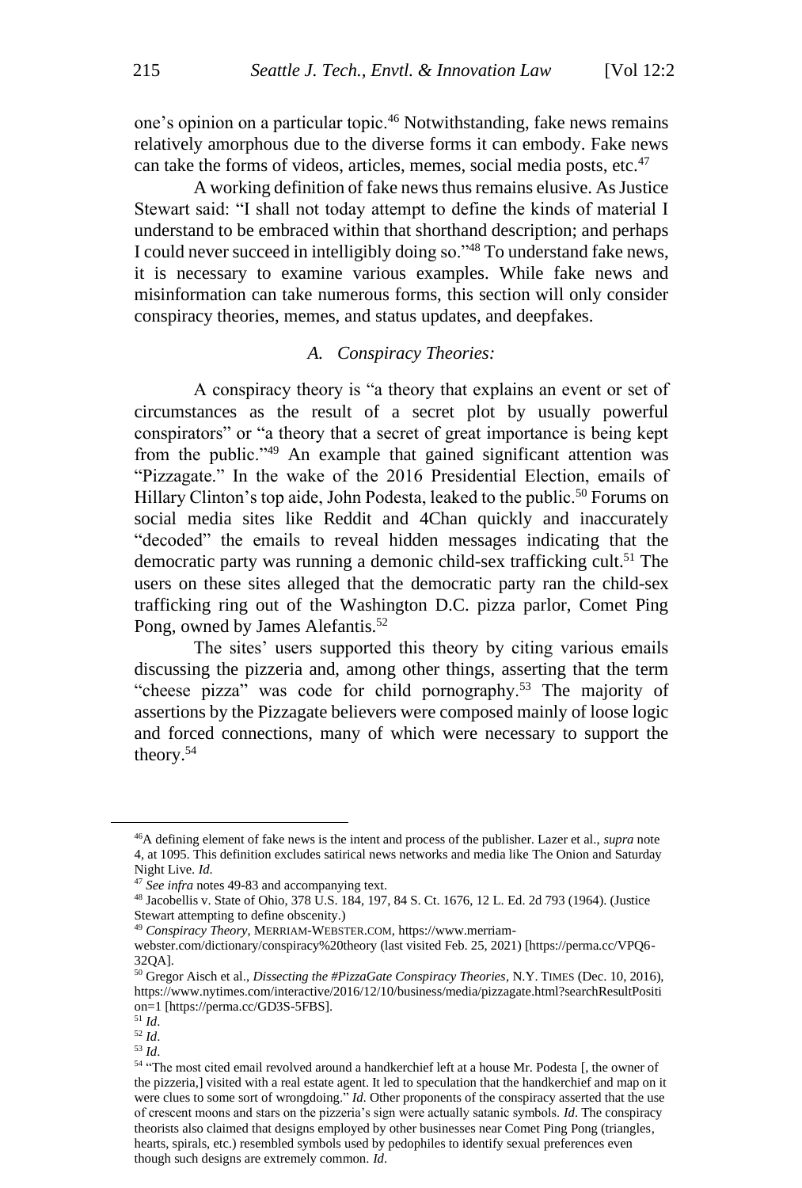one's opinion on a particular topic.[46] Notwithstanding, fake news remains relatively amorphous due to the diverse forms it can embody. Fake news can take the forms of videos, articles, memes, social media posts, etc.[47]

A working definition of fake news thus remains elusive. As Justice Stewart said: "I shall not today attempt to define the kinds of material I understand to be embraced within that shorthand description; and perhaps I could never succeed in intelligibly doing so."[48] To understand fake news, it is necessary to examine various examples. While fake news and misinformation can take numerous forms, this section will only consider conspiracy theories, memes, and status updates, and deepfakes.

### *A. Conspiracy Theories:*

A conspiracy theory is "a theory that explains an event or set of circumstances as the result of a secret plot by usually powerful conspirators" or "a theory that a secret of great importance is being kept from the public."[49] An example that gained significant attention was "Pizzagate." In the wake of the 2016 Presidential Election, emails of Hillary Clinton's top aide, John Podesta, leaked to the public.[50] Forums on social media sites like Reddit and 4Chan quickly and inaccurately "decoded" the emails to reveal hidden messages indicating that the democratic party was running a demonic child-sex trafficking cult.[51] The users on these sites alleged that the democratic party ran the child-sex trafficking ring out of the Washington D.C. pizza parlor, Comet Ping Pong, owned by James Alefantis.[52]

The sites' users supported this theory by citing various emails discussing the pizzeria and, among other things, asserting that the term "cheese pizza" was code for child pornography.[53] The majority of assertions by the Pizzagate believers were composed mainly of loose logic and forced connections, many of which were necessary to support the theory.[54]

---

[46] A defining element of fake news is the intent and process of the publisher. Lazer et al., *supra* note 4, at 1095. This definition excludes satirical news networks and media like The Onion and Saturday Night Live. *Id.*

[47] *See infra* notes 49-83 and accompanying text.

[48] Jacobellis v. State of Ohio, 378 U.S. 184, 197, 84 S. Ct. 1676, 12 L. Ed. 2d 793 (1964). (Justice Stewart attempting to define obscenity.)

[49] *Conspiracy Theory*, MERRIAM-WEBSTER.COM, https://www.merriam-webster.com/dictionary/conspiracy%20theory (last visited Feb. 25, 2021) [https://perma.cc/VPQ6-32QA].

[50] Gregor Aisch et al., *Dissecting the #PizzaGate Conspiracy Theories*, N.Y. TIMES (Dec. 10, 2016), https://www.nytimes.com/interactive/2016/12/10/business/media/pizzagate.html?searchResultPosition=1 [https://perma.cc/GD3S-5FBS].

[51] *Id.*

[52] *Id.*

[53] *Id.*

[54] "The most cited email revolved around a handkerchief left at a house Mr. Podesta [, the owner of the pizzeria,] visited with a real estate agent. It led to speculation that the handkerchief and map on it were clues to some sort of wrongdoing." *Id.* Other proponents of the conspiracy asserted that the use of crescent moons and stars on the pizzeria's sign were actually satanic symbols. *Id*. The conspiracy theorists also claimed that designs employed by other businesses near Comet Ping Pong (triangles, hearts, spirals, etc.) resembled symbols used by pedophiles to identify sexual preferences even though such designs are extremely common. *Id*.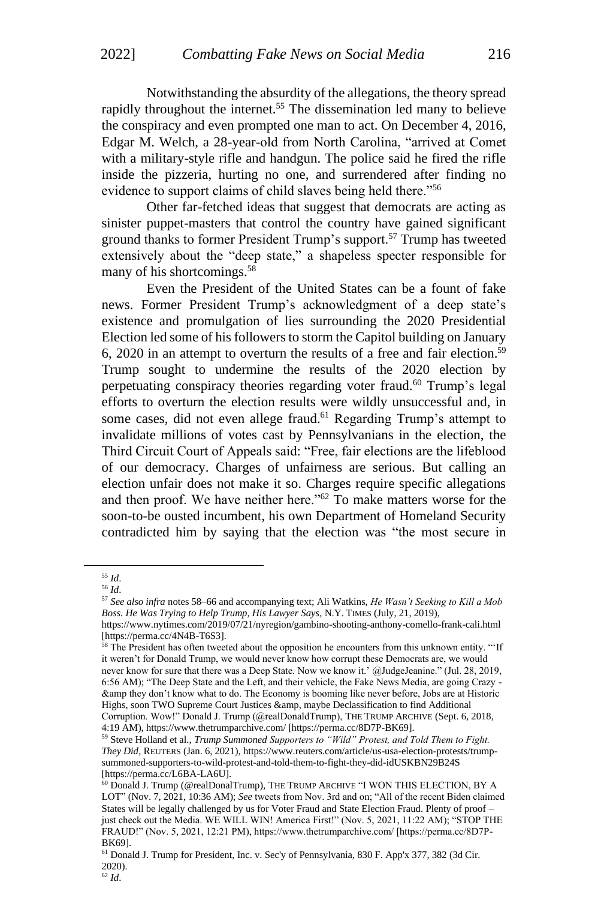Notwithstanding the absurdity of the allegations, the theory spread rapidly throughout the internet.[55] The dissemination led many to believe the conspiracy and even prompted one man to act. On December 4, 2016, Edgar M. Welch, a 28-year-old from North Carolina, "arrived at Comet with a military-style rifle and handgun. The police said he fired the rifle inside the pizzeria, hurting no one, and surrendered after finding no evidence to support claims of child slaves being held there."[56]

Other far-fetched ideas that suggest that democrats are acting as sinister puppet-masters that control the country have gained significant ground thanks to former President Trump's support.[57] Trump has tweeted extensively about the "deep state," a shapeless specter responsible for many of his shortcomings.[58]

Even the President of the United States can be a fount of fake news. Former President Trump's acknowledgment of a deep state's existence and promulgation of lies surrounding the 2020 Presidential Election led some of his followers to storm the Capitol building on January 6, 2020 in an attempt to overturn the results of a free and fair election.[59] Trump sought to undermine the results of the 2020 election by perpetuating conspiracy theories regarding voter fraud.[60] Trump's legal efforts to overturn the election results were wildly unsuccessful and, in some cases, did not even allege fraud.[61] Regarding Trump's attempt to invalidate millions of votes cast by Pennsylvanians in the election, the Third Circuit Court of Appeals said: "Free, fair elections are the lifeblood of our democracy. Charges of unfairness are serious. But calling an election unfair does not make it so. Charges require specific allegations and then proof. We have neither here."[62] To make matters worse for the soon-to-be ousted incumbent, his own Department of Homeland Security contradicted him by saying that the election was "the most secure in

---

[55] *Id*.

[56] *Id*.

[57] *See also infra* notes 58–66 and accompanying text; Ali Watkins, *He Wasn't Seeking to Kill a Mob Boss. He Was Trying to Help Trump, His Lawyer Says*, N.Y. TIMES (July, 21, 2019), https://www.nytimes.com/2019/07/21/nyregion/gambino-shooting-anthony-comello-frank-cali.html [https://perma.cc/4N4B-T6S3].

[58] The President has often tweeted about the opposition he encounters from this unknown entity. "'If it weren't for Donald Trump, we would never know how corrupt these Democrats are, we would never know for sure that there was a Deep State. Now we know it.' @JudgeJeanine." (Jul. 28, 2019, 6:56 AM); "The Deep State and the Left, and their vehicle, the Fake News Media, are going Crazy - &amp they don't know what to do. The Economy is booming like never before, Jobs are at Historic Highs, soon TWO Supreme Court Justices &amp, maybe Declassification to find Additional Corruption. Wow!" Donald J. Trump (@realDonaldTrump), THE TRUMP ARCHIVE (Sept. 6, 2018, 4:19 AM), https://www.thetrumparchive.com/ [https://perma.cc/8D7P-BK69].

[59] Steve Holland et al., *Trump Summoned Supporters to "Wild" Protest, and Told Them to Fight. They Did*, REUTERS (Jan. 6, 2021), https://www.reuters.com/article/us-usa-election-protests/trump-summoned-supporters-to-wild-protest-and-told-them-to-fight-they-did-idUSKBN29B24S [https://perma.cc/L6BA-LA6U].

[60] Donald J. Trump (@realDonalTrump), THE TRUMP ARCHIVE "I WON THIS ELECTION, BY A LOT" (Nov. 7, 2021, 10:36 AM); *See* tweets from Nov. 3rd and on; "All of the recent Biden claimed States will be legally challenged by us for Voter Fraud and State Election Fraud. Plenty of proof – just check out the Media. WE WILL WIN! America First!" (Nov. 5, 2021, 11:22 AM); "STOP THE FRAUD!" (Nov. 5, 2021, 12:21 PM), https://www.thetrumparchive.com/ [https://perma.cc/8D7P-BK69].

[61] Donald J. Trump for President, Inc. v. Sec'y of Pennsylvania, 830 F. App'x 377, 382 (3d Cir. 2020).

[62] *Id*.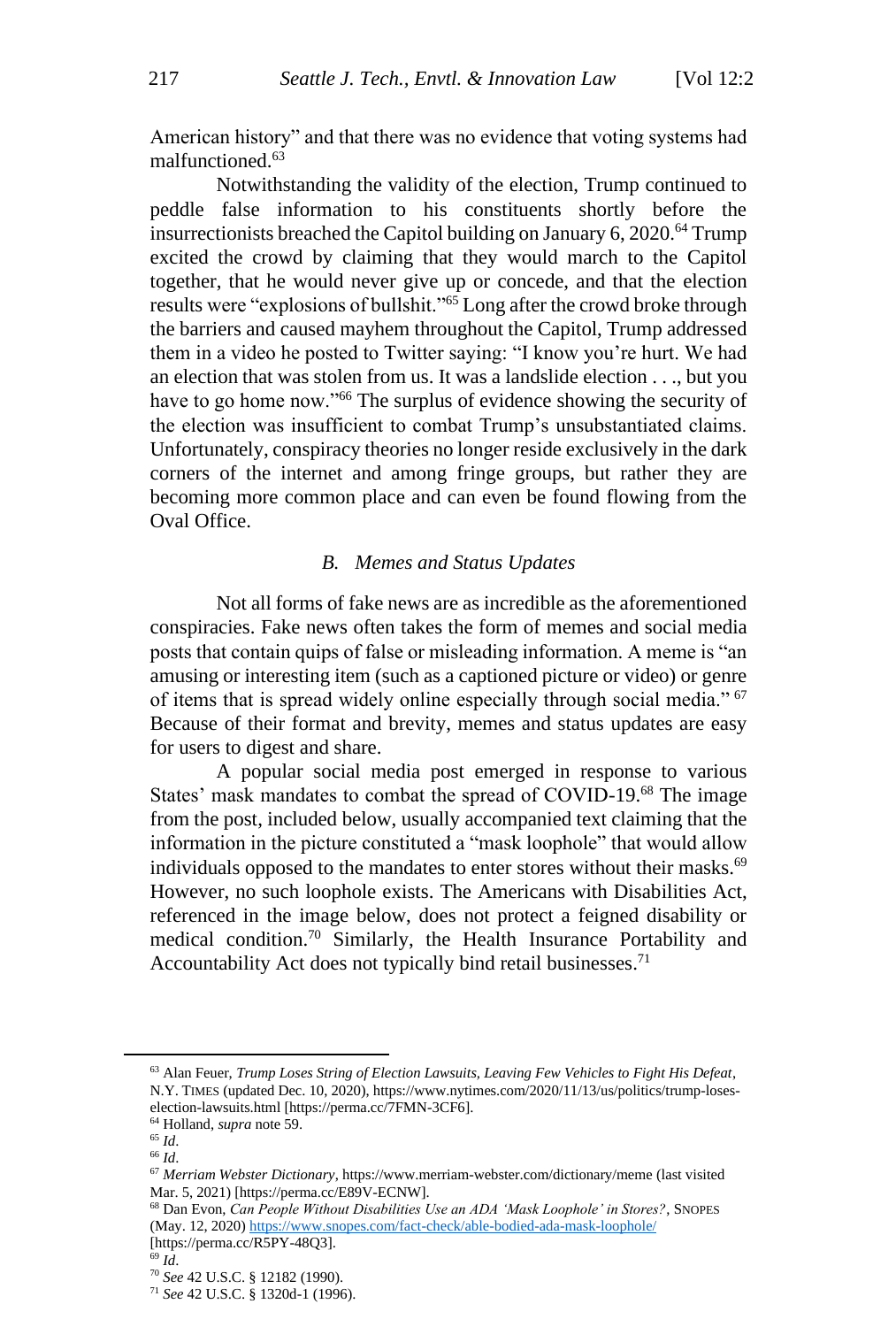American history" and that there was no evidence that voting systems had malfunctioned.[63]

Notwithstanding the validity of the election, Trump continued to peddle false information to his constituents shortly before the insurrectionists breached the Capitol building on January 6, 2020.[64] Trump excited the crowd by claiming that they would march to the Capitol together, that he would never give up or concede, and that the election results were "explosions of bullshit."[65] Long after the crowd broke through the barriers and caused mayhem throughout the Capitol, Trump addressed them in a video he posted to Twitter saying: "I know you're hurt. We had an election that was stolen from us. It was a landslide election . . ., but you have to go home now."[66] The surplus of evidence showing the security of the election was insufficient to combat Trump's unsubstantiated claims. Unfortunately, conspiracy theories no longer reside exclusively in the dark corners of the internet and among fringe groups, but rather they are becoming more common place and can even be found flowing from the Oval Office.

### *B. Memes and Status Updates*

Not all forms of fake news are as incredible as the aforementioned conspiracies. Fake news often takes the form of memes and social media posts that contain quips of false or misleading information. A meme is "an amusing or interesting item (such as a captioned picture or video) or genre of items that is spread widely online especially through social media." [67] Because of their format and brevity, memes and status updates are easy for users to digest and share.

A popular social media post emerged in response to various States' mask mandates to combat the spread of COVID-19.[68] The image from the post, included below, usually accompanied text claiming that the information in the picture constituted a "mask loophole" that would allow individuals opposed to the mandates to enter stores without their masks.[69] However, no such loophole exists. The Americans with Disabilities Act, referenced in the image below, does not protect a feigned disability or medical condition.[70] Similarly, the Health Insurance Portability and Accountability Act does not typically bind retail businesses.[71]

---

[63] Alan Feuer, *Trump Loses String of Election Lawsuits, Leaving Few Vehicles to Fight His Defeat*, N.Y. TIMES (updated Dec. 10, 2020), https://www.nytimes.com/2020/11/13/us/politics/trump-loses-election-lawsuits.html [https://perma.cc/7FMN-3CF6].

[64] Holland, *supra* note 59.

[65] *Id*.

[66] *Id*.

[67] *Merriam Webster Dictionary*, https://www.merriam-webster.com/dictionary/meme (last visited Mar. 5, 2021) [https://perma.cc/E89V-ECNW].

[68] Dan Evon, *Can People Without Disabilities Use an ADA 'Mask Loophole' in Stores?*, SNOPES (May. 12, 2020) https://www.snopes.com/fact-check/able-bodied-ada-mask-loophole/ [https://perma.cc/R5PY-48Q3].

[69] *Id*.

[70] *See* 42 U.S.C. § 12182 (1990).

[71] *See* 42 U.S.C. § 1320d-1 (1996).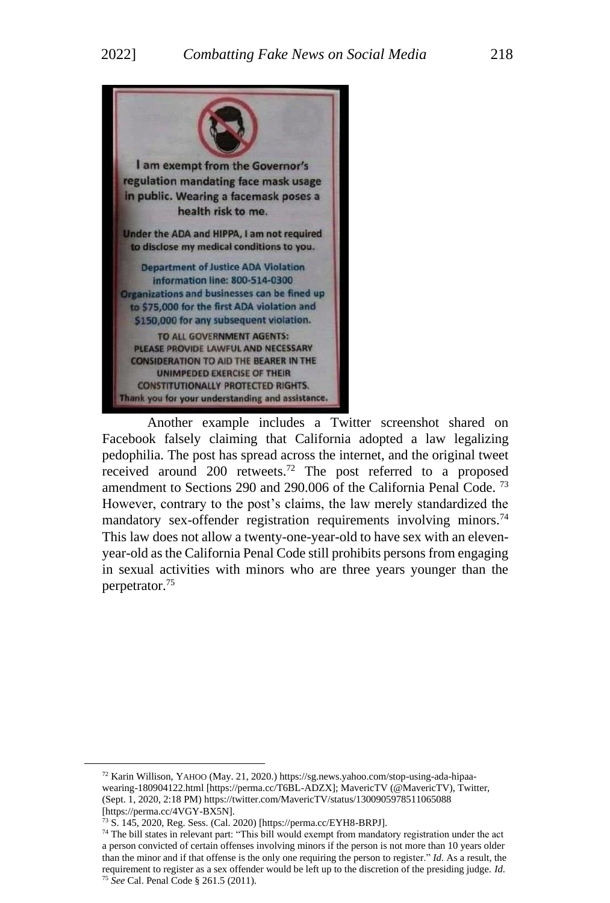Another example includes a Twitter screenshot shared on Facebook falsely claiming that California adopted a law legalizing pedophilia. The post has spread across the internet, and the original tweet received around 200 retweets.[72] The post referred to a proposed amendment to Sections 290 and 290.006 of the California Penal Code.[73] However, contrary to the post's claims, the law merely standardized the mandatory sex-offender registration requirements involving minors.[74] This law does not allow a twenty-one-year-old to have sex with an eleven-year-old as the California Penal Code still prohibits persons from engaging in sexual activities with minors who are three years younger than the perpetrator.[75]

---

[72] Karin Willison, YAHOO (May. 21, 2020.) https://sg.news.yahoo.com/stop-using-ada-hipaa-wearing-180904122.html [https://perma.cc/T6BL-ADZX]; MavericTV (@MavericTV), Twitter, (Sept. 1, 2020, 2:18 PM) https://twitter.com/MavericTV/status/1300905978511065088 [https://perma.cc/4VGY-BX5N].

[73] S. 145, 2020, Reg. Sess. (Cal. 2020) [https://perma.cc/EYH8-BRPJ].

[74] The bill states in relevant part: "This bill would exempt from mandatory registration under the act a person convicted of certain offenses involving minors if the person is not more than 10 years older than the minor and if that offense is the only one requiring the person to register." *Id.* As a result, the requirement to register as a sex offender would be left up to the discretion of the presiding judge. *Id.*

[75] *See* Cal. Penal Code § 261.5 (2011).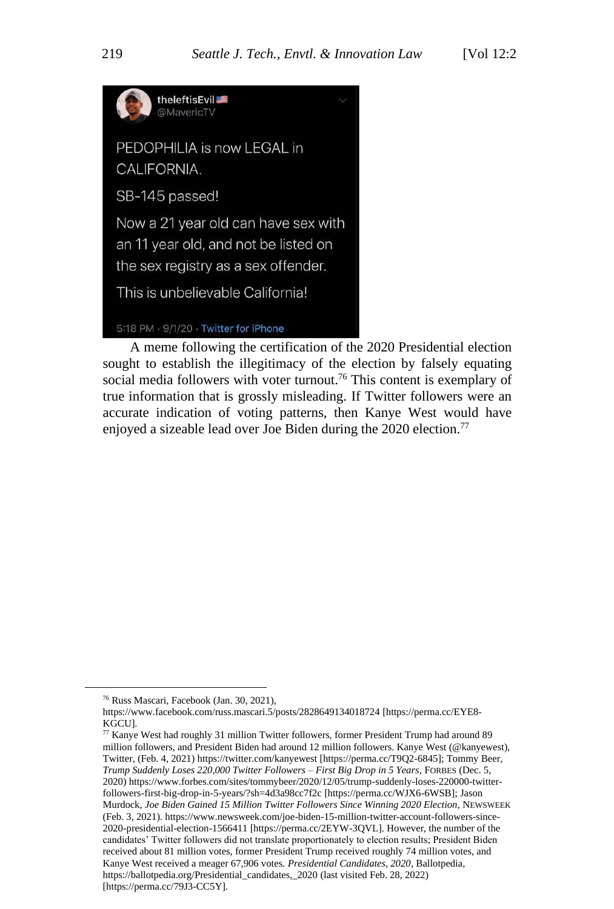> theleftisEvil 🇺🇸
> @MavericTV
>
> PEDOPHILIA is now LEGAL in CALIFORNIA.
>
> SB-145 passed!
>
> Now a 21 year old can have sex with an 11 year old, and not be listed on the sex registry as a sex offender.
>
> This is unbelievable California!
>
> 5:18 PM · 9/1/20 · Twitter for iPhone

A meme following the certification of the 2020 Presidential election sought to establish the illegitimacy of the election by falsely equating social media followers with voter turnout.[76] This content is exemplary of true information that is grossly misleading. If Twitter followers were an accurate indication of voting patterns, then Kanye West would have enjoyed a sizeable lead over Joe Biden during the 2020 election.[77]

---

[76] Russ Mascari, Facebook (Jan. 30, 2021), https://www.facebook.com/russ.mascari.5/posts/2828649134018724 [https://perma.cc/EYE8-KGCU].

[77] Kanye West had roughly 31 million Twitter followers, former President Trump had around 89 million followers, and President Biden had around 12 million followers. Kanye West (@kanyewest), Twitter, (Feb. 4, 2021) https://twitter.com/kanyewest [https://perma.cc/T9Q2-6845]; Tommy Beer, *Trump Suddenly Loses 220,000 Twitter Followers – First Big Drop in 5 Years*, FORBES (Dec. 5, 2020) https://www.forbes.com/sites/tommybeer/2020/12/05/trump-suddenly-loses-220000-twitter-followers-first-big-drop-in-5-years/?sh=4d3a98cc7f2c [https://perma.cc/WJX6-6WSB]; Jason Murdock, *Joe Biden Gained 15 Million Twitter Followers Since Winning 2020 Election*, NEWSWEEK (Feb. 3, 2021). https://www.newsweek.com/joe-biden-15-million-twitter-account-followers-since-2020-presidential-election-1566411 [https://perma.cc/2EYW-3QVL]. However, the number of the candidates' Twitter followers did not translate proportionately to election results; President Biden received about 81 million votes, former President Trump received roughly 74 million votes, and Kanye West received a meager 67,906 votes. *Presidential Candidates, 2020*, Ballotpedia, https://ballotpedia.org/Presidential_candidates,_2020 (last visited Feb. 28, 2022) [https://perma.cc/79J3-CC5Y].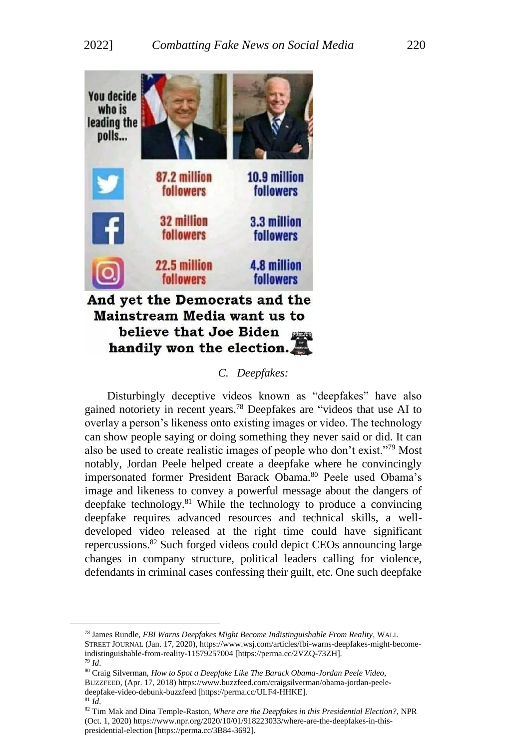### C. Deepfakes:

Disturbingly deceptive videos known as "deepfakes" have also gained notoriety in recent years.[78] Deepfakes are "videos that use AI to overlay a person's likeness onto existing images or video. The technology can show people saying or doing something they never said or did. It can also be used to create realistic images of people who don't exist."[79] Most notably, Jordan Peele helped create a deepfake where he convincingly impersonated former President Barack Obama.[80] Peele used Obama's image and likeness to convey a powerful message about the dangers of deepfake technology.[81] While the technology to produce a convincing deepfake requires advanced resources and technical skills, a well-developed video released at the right time could have significant repercussions.[82] Such forged videos could depict CEOs announcing large changes in company structure, political leaders calling for violence, defendants in criminal cases confessing their guilt, etc. One such deepfake

---

[78] James Rundle, *FBI Warns Deepfakes Might Become Indistinguishable From Reality*, WALL STREET JOURNAL (Jan. 17, 2020), https://www.wsj.com/articles/fbi-warns-deepfakes-might-become-indistinguishable-from-reality-11579257004 [https://perma.cc/2VZQ-73ZH].

[79] *Id*.

[80] Craig Silverman, *How to Spot a Deepfake Like The Barack Obama-Jordan Peele Video*, BUZZFEED, (Apr. 17, 2018) https://www.buzzfeed.com/craigsilverman/obama-jordan-peele-deepfake-video-debunk-buzzfeed [https://perma.cc/ULF4-HHKE].

[81] *Id*.

[82] Tim Mak and Dina Temple-Raston, *Where are the Deepfakes in this Presidential Election?*, NPR (Oct. 1, 2020) https://www.npr.org/2020/10/01/918223033/where-are-the-deepfakes-in-this-presidential-election [https://perma.cc/3B84-3692].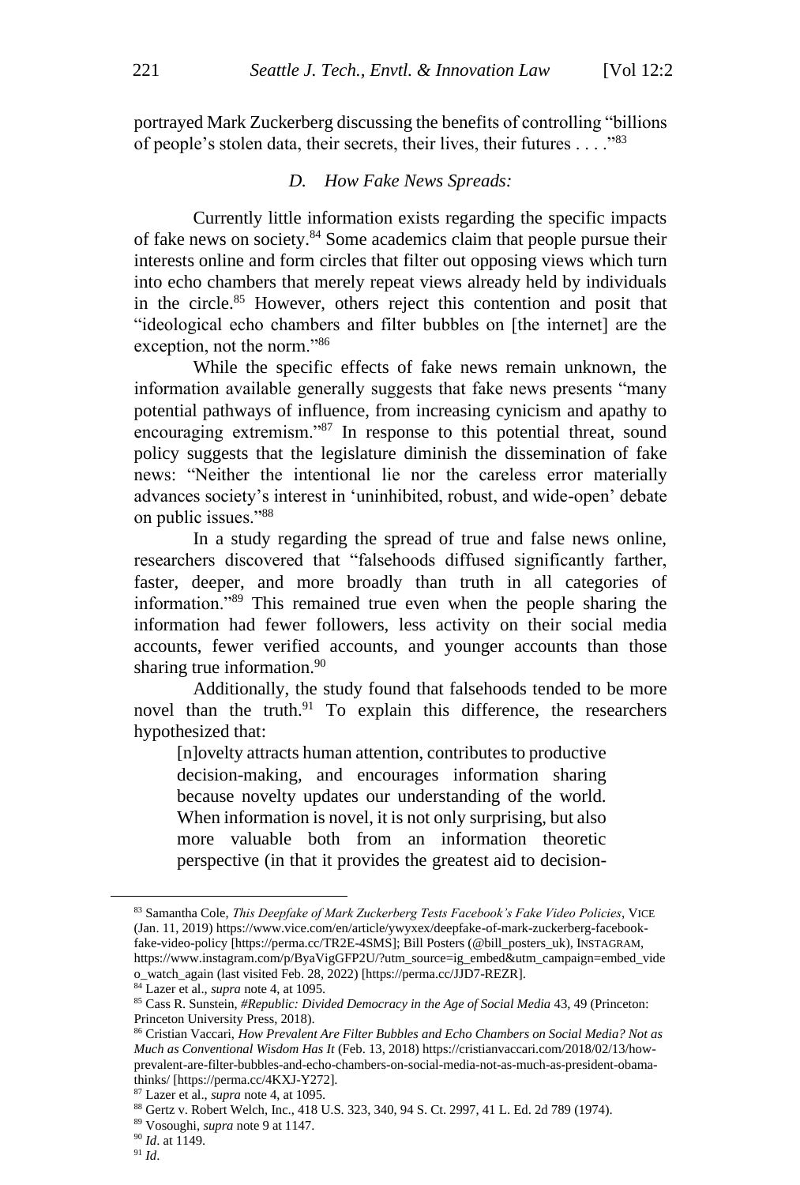portrayed Mark Zuckerberg discussing the benefits of controlling "billions of people's stolen data, their secrets, their lives, their futures . . . ."[83]

### *D. How Fake News Spreads:*

Currently little information exists regarding the specific impacts of fake news on society.[84] Some academics claim that people pursue their interests online and form circles that filter out opposing views which turn into echo chambers that merely repeat views already held by individuals in the circle.[85] However, others reject this contention and posit that "ideological echo chambers and filter bubbles on [the internet] are the exception, not the norm."[86]

While the specific effects of fake news remain unknown, the information available generally suggests that fake news presents "many potential pathways of influence, from increasing cynicism and apathy to encouraging extremism."[87] In response to this potential threat, sound policy suggests that the legislature diminish the dissemination of fake news: "Neither the intentional lie nor the careless error materially advances society's interest in 'uninhibited, robust, and wide-open' debate on public issues."[88]

In a study regarding the spread of true and false news online, researchers discovered that "falsehoods diffused significantly farther, faster, deeper, and more broadly than truth in all categories of information."[89] This remained true even when the people sharing the information had fewer followers, less activity on their social media accounts, fewer verified accounts, and younger accounts than those sharing true information.[90]

Additionally, the study found that falsehoods tended to be more novel than the truth.[91] To explain this difference, the researchers hypothesized that:

> [n]ovelty attracts human attention, contributes to productive decision-making, and encourages information sharing because novelty updates our understanding of the world. When information is novel, it is not only surprising, but also more valuable both from an information theoretic perspective (in that it provides the greatest aid to decision-

---

[83] Samantha Cole, *This Deepfake of Mark Zuckerberg Tests Facebook's Fake Video Policies*, VICE (Jan. 11, 2019) https://www.vice.com/en/article/ywyxex/deepfake-of-mark-zuckerberg-facebook-fake-video-policy [https://perma.cc/TR2E-4SMS]; Bill Posters (@bill_posters_uk), INSTAGRAM, https://www.instagram.com/p/ByaVigGFP2U/?utm_source=ig_embed&utm_campaign=embed_video_watch_again (last visited Feb. 28, 2022) [https://perma.cc/JJD7-REZR].

[84] Lazer et al., *supra* note 4, at 1095.

[85] Cass R. Sunstein, *#Republic: Divided Democracy in the Age of Social Media* 43, 49 (Princeton: Princeton University Press, 2018).

[86] Cristian Vaccari, *How Prevalent Are Filter Bubbles and Echo Chambers on Social Media? Not as Much as Conventional Wisdom Has It* (Feb. 13, 2018) https://cristianvaccari.com/2018/02/13/how-prevalent-are-filter-bubbles-and-echo-chambers-on-social-media-not-as-much-as-president-obama-thinks/ [https://perma.cc/4KXJ-Y272].

[87] Lazer et al., *supra* note 4, at 1095.

[88] Gertz v. Robert Welch, Inc., 418 U.S. 323, 340, 94 S. Ct. 2997, 41 L. Ed. 2d 789 (1974).

[89] Vosoughi, *supra* note 9 at 1147.

[90] *Id*. at 1149.

[91] *Id*.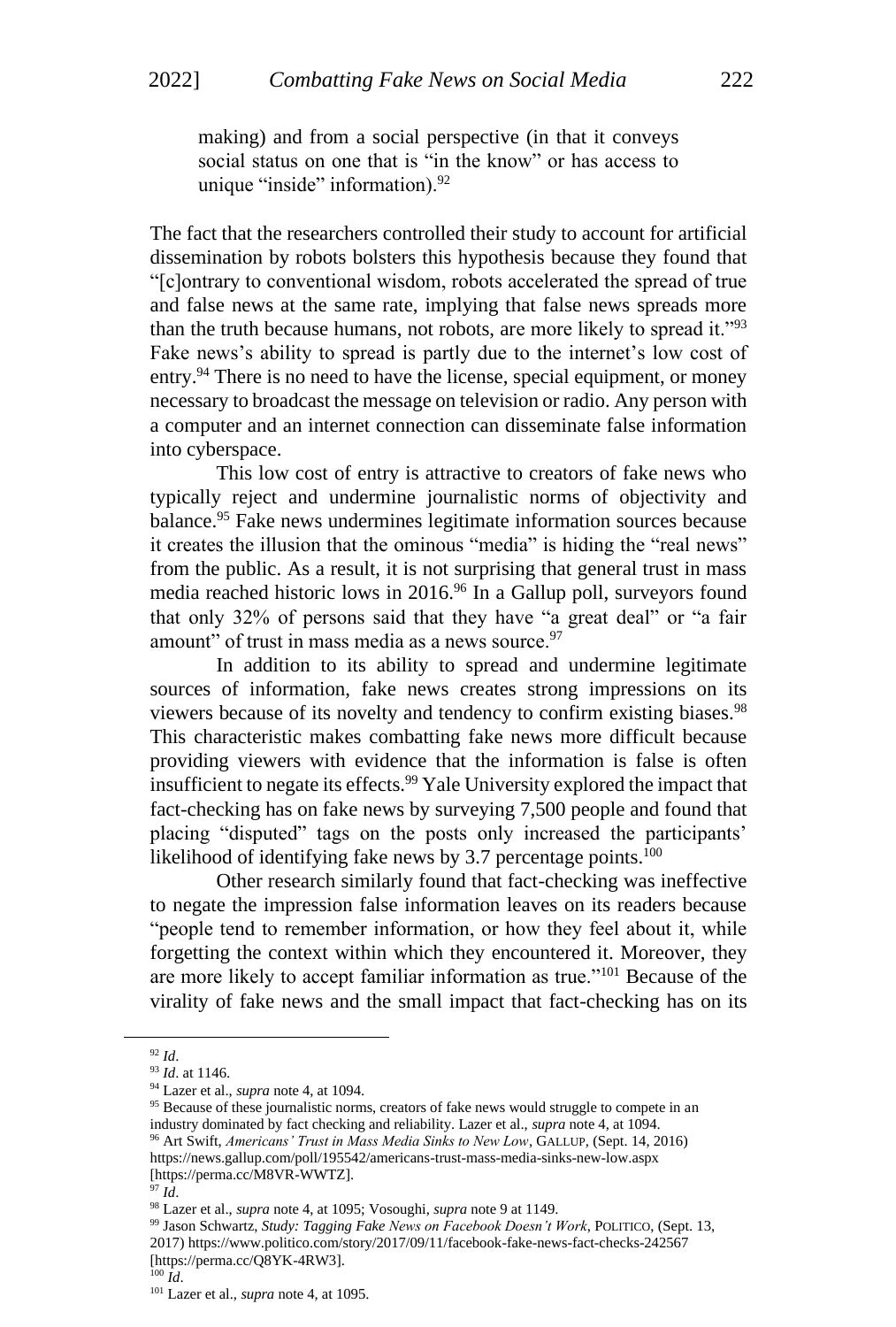making) and from a social perspective (in that it conveys social status on one that is "in the know" or has access to unique "inside" information).[92]

The fact that the researchers controlled their study to account for artificial dissemination by robots bolsters this hypothesis because they found that "[c]ontrary to conventional wisdom, robots accelerated the spread of true and false news at the same rate, implying that false news spreads more than the truth because humans, not robots, are more likely to spread it."[93] Fake news's ability to spread is partly due to the internet's low cost of entry.[94] There is no need to have the license, special equipment, or money necessary to broadcast the message on television or radio. Any person with a computer and an internet connection can disseminate false information into cyberspace.

This low cost of entry is attractive to creators of fake news who typically reject and undermine journalistic norms of objectivity and balance.[95] Fake news undermines legitimate information sources because it creates the illusion that the ominous "media" is hiding the "real news" from the public. As a result, it is not surprising that general trust in mass media reached historic lows in 2016.[96] In a Gallup poll, surveyors found that only 32% of persons said that they have "a great deal" or "a fair amount" of trust in mass media as a news source.[97]

In addition to its ability to spread and undermine legitimate sources of information, fake news creates strong impressions on its viewers because of its novelty and tendency to confirm existing biases.[98] This characteristic makes combatting fake news more difficult because providing viewers with evidence that the information is false is often insufficient to negate its effects.[99] Yale University explored the impact that fact-checking has on fake news by surveying 7,500 people and found that placing "disputed" tags on the posts only increased the participants' likelihood of identifying fake news by 3.7 percentage points.[100]

Other research similarly found that fact-checking was ineffective to negate the impression false information leaves on its readers because "people tend to remember information, or how they feel about it, while forgetting the context within which they encountered it. Moreover, they are more likely to accept familiar information as true."[101] Because of the virality of fake news and the small impact that fact-checking has on its

---

[92] *Id*.

[93] *Id*. at 1146.

[94] Lazer et al., *supra* note 4, at 1094.

[95] Because of these journalistic norms, creators of fake news would struggle to compete in an industry dominated by fact checking and reliability. Lazer et al., *supra* note 4, at 1094.

[96] Art Swift, *Americans' Trust in Mass Media Sinks to New Low*, GALLUP, (Sept. 14, 2016) https://news.gallup.com/poll/195542/americans-trust-mass-media-sinks-new-low.aspx [https://perma.cc/M8VR-WWTZ].

[97] *Id*.

[98] Lazer et al., *supra* note 4, at 1095; Vosoughi, *supra* note 9 at 1149.

[99] Jason Schwartz, *Study: Tagging Fake News on Facebook Doesn't Work*, POLITICO, (Sept. 13, 2017) https://www.politico.com/story/2017/09/11/facebook-fake-news-fact-checks-242567 [https://perma.cc/Q8YK-4RW3].

[100] *Id*.

[101] Lazer et al., *supra* note 4, at 1095.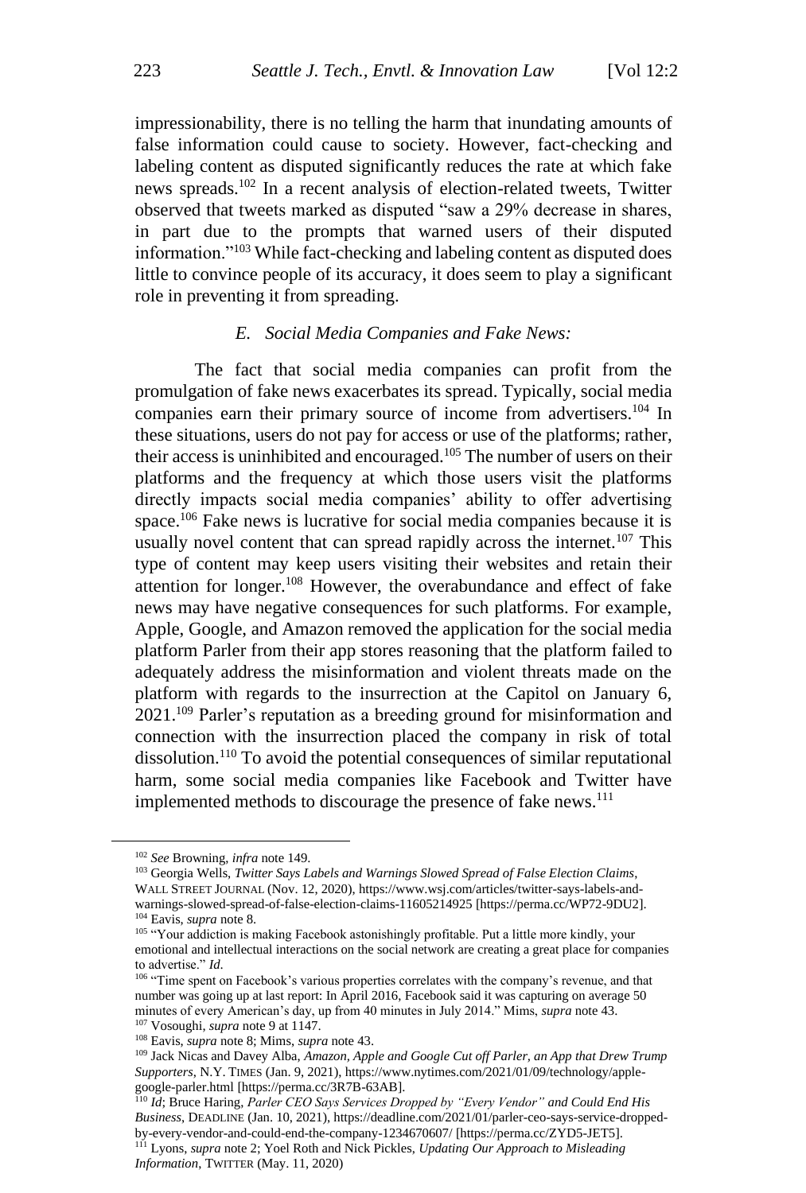impressionability, there is no telling the harm that inundating amounts of false information could cause to society. However, fact-checking and labeling content as disputed significantly reduces the rate at which fake news spreads.[102] In a recent analysis of election-related tweets, Twitter observed that tweets marked as disputed "saw a 29% decrease in shares, in part due to the prompts that warned users of their disputed information."[103] While fact-checking and labeling content as disputed does little to convince people of its accuracy, it does seem to play a significant role in preventing it from spreading.

### *E. Social Media Companies and Fake News:*

The fact that social media companies can profit from the promulgation of fake news exacerbates its spread. Typically, social media companies earn their primary source of income from advertisers.[104] In these situations, users do not pay for access or use of the platforms; rather, their access is uninhibited and encouraged.[105] The number of users on their platforms and the frequency at which those users visit the platforms directly impacts social media companies' ability to offer advertising space.[106] Fake news is lucrative for social media companies because it is usually novel content that can spread rapidly across the internet.[107] This type of content may keep users visiting their websites and retain their attention for longer.[108] However, the overabundance and effect of fake news may have negative consequences for such platforms. For example, Apple, Google, and Amazon removed the application for the social media platform Parler from their app stores reasoning that the platform failed to adequately address the misinformation and violent threats made on the platform with regards to the insurrection at the Capitol on January 6, 2021.[109] Parler's reputation as a breeding ground for misinformation and connection with the insurrection placed the company in risk of total dissolution.[110] To avoid the potential consequences of similar reputational harm, some social media companies like Facebook and Twitter have implemented methods to discourage the presence of fake news.[111]

---

[102] *See* Browning, *infra* note 149.

[103] Georgia Wells, *Twitter Says Labels and Warnings Slowed Spread of False Election Claims*, WALL STREET JOURNAL (Nov. 12, 2020), https://www.wsj.com/articles/twitter-says-labels-and-warnings-slowed-spread-of-false-election-claims-11605214925 [https://perma.cc/WP72-9DU2].

[104] Eavis, *supra* note 8.

[105] "Your addiction is making Facebook astonishingly profitable. Put a little more kindly, your emotional and intellectual interactions on the social network are creating a great place for companies to advertise." *Id.*

[106] "Time spent on Facebook's various properties correlates with the company's revenue, and that number was going up at last report: In April 2016, Facebook said it was capturing on average 50 minutes of every American's day, up from 40 minutes in July 2014." Mims, *supra* note 43.

[107] Vosoughi, *supra* note 9 at 1147.

[108] Eavis, *supra* note 8; Mims, *supra* note 43.

[109] Jack Nicas and Davey Alba, *Amazon, Apple and Google Cut off Parler, an App that Drew Trump Supporters*, N.Y. TIMES (Jan. 9, 2021), https://www.nytimes.com/2021/01/09/technology/apple-google-parler.html [https://perma.cc/3R7B-63AB].

[110] *Id*; Bruce Haring, *Parler CEO Says Services Dropped by "Every Vendor" and Could End His Business*, DEADLINE (Jan. 10, 2021), https://deadline.com/2021/01/parler-ceo-says-service-dropped-by-every-vendor-and-could-end-the-company-1234670607/ [https://perma.cc/ZYD5-JET5].

[111] Lyons, *supra* note 2; Yoel Roth and Nick Pickles, *Updating Our Approach to Misleading Information*, TWITTER (May. 11, 2020)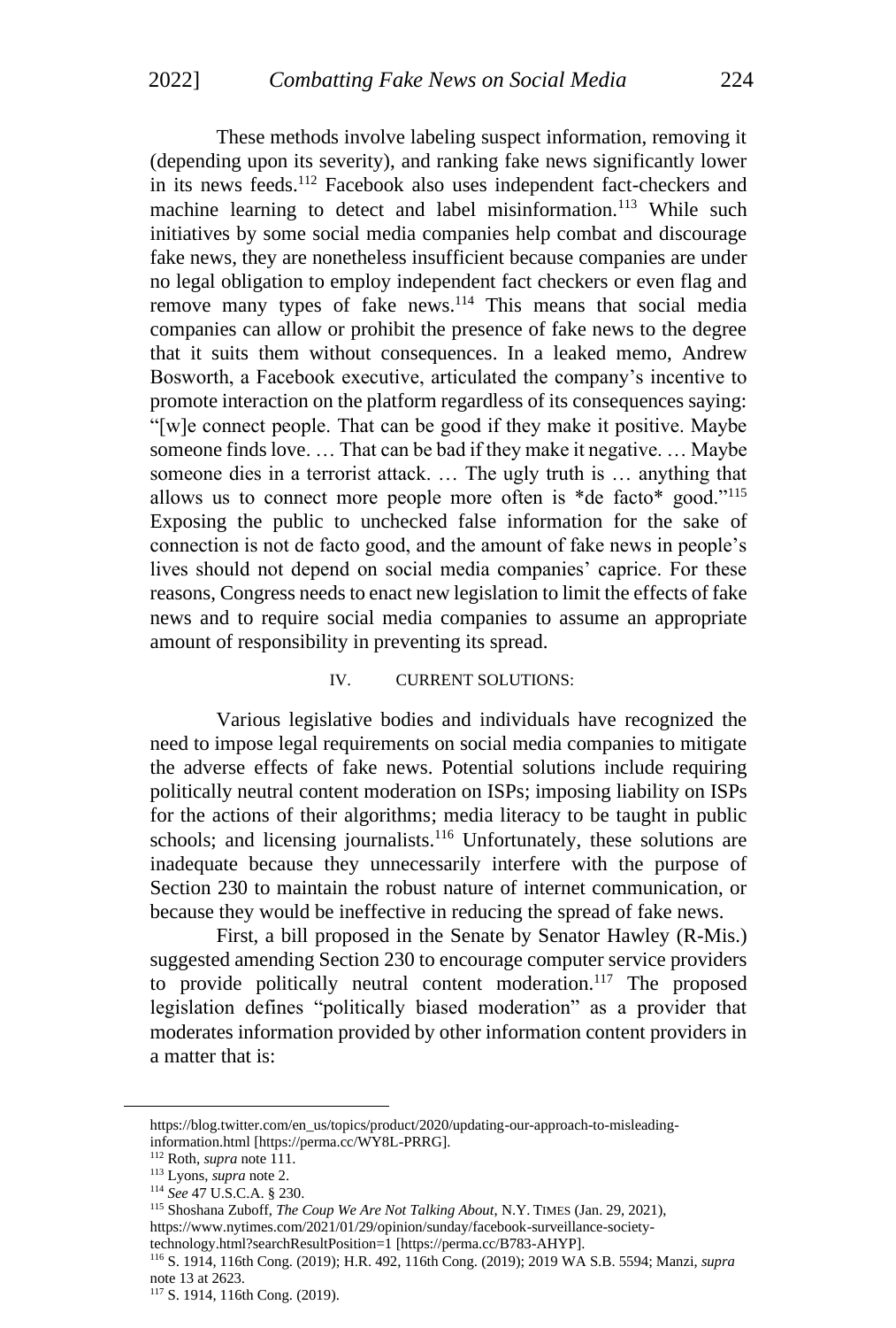These methods involve labeling suspect information, removing it (depending upon its severity), and ranking fake news significantly lower in its news feeds.[112] Facebook also uses independent fact-checkers and machine learning to detect and label misinformation.[113] While such initiatives by some social media companies help combat and discourage fake news, they are nonetheless insufficient because companies are under no legal obligation to employ independent fact checkers or even flag and remove many types of fake news.[114] This means that social media companies can allow or prohibit the presence of fake news to the degree that it suits them without consequences. In a leaked memo, Andrew Bosworth, a Facebook executive, articulated the company's incentive to promote interaction on the platform regardless of its consequences saying: "[w]e connect people. That can be good if they make it positive. Maybe someone finds love. … That can be bad if they make it negative. … Maybe someone dies in a terrorist attack. … The ugly truth is … anything that allows us to connect more people more often is *de facto* good."[115] Exposing the public to unchecked false information for the sake of connection is not de facto good, and the amount of fake news in people's lives should not depend on social media companies' caprice. For these reasons, Congress needs to enact new legislation to limit the effects of fake news and to require social media companies to assume an appropriate amount of responsibility in preventing its spread.

## IV. CURRENT SOLUTIONS:

Various legislative bodies and individuals have recognized the need to impose legal requirements on social media companies to mitigate the adverse effects of fake news. Potential solutions include requiring politically neutral content moderation on ISPs; imposing liability on ISPs for the actions of their algorithms; media literacy to be taught in public schools; and licensing journalists.[116] Unfortunately, these solutions are inadequate because they unnecessarily interfere with the purpose of Section 230 to maintain the robust nature of internet communication, or because they would be ineffective in reducing the spread of fake news.

First, a bill proposed in the Senate by Senator Hawley (R-Mis.) suggested amending Section 230 to encourage computer service providers to provide politically neutral content moderation.[117] The proposed legislation defines "politically biased moderation" as a provider that moderates information provided by other information content providers in a matter that is:

---

https://blog.twitter.com/en_us/topics/product/2020/updating-our-approach-to-misleading-information.html [https://perma.cc/WY8L-PRRG].

[112] Roth, *supra* note 111.

[113] Lyons, *supra* note 2.

[114] *See* 47 U.S.C.A. § 230.

[115] Shoshana Zuboff, *The Coup We Are Not Talking About*, N.Y. TIMES (Jan. 29, 2021), https://www.nytimes.com/2021/01/29/opinion/sunday/facebook-surveillance-society-technology.html?searchResultPosition=1 [https://perma.cc/B783-AHYP].

[116] S. 1914, 116th Cong. (2019); H.R. 492, 116th Cong. (2019); 2019 WA S.B. 5594; Manzi, *supra* note 13 at 2623.

[117] S. 1914, 116th Cong. (2019).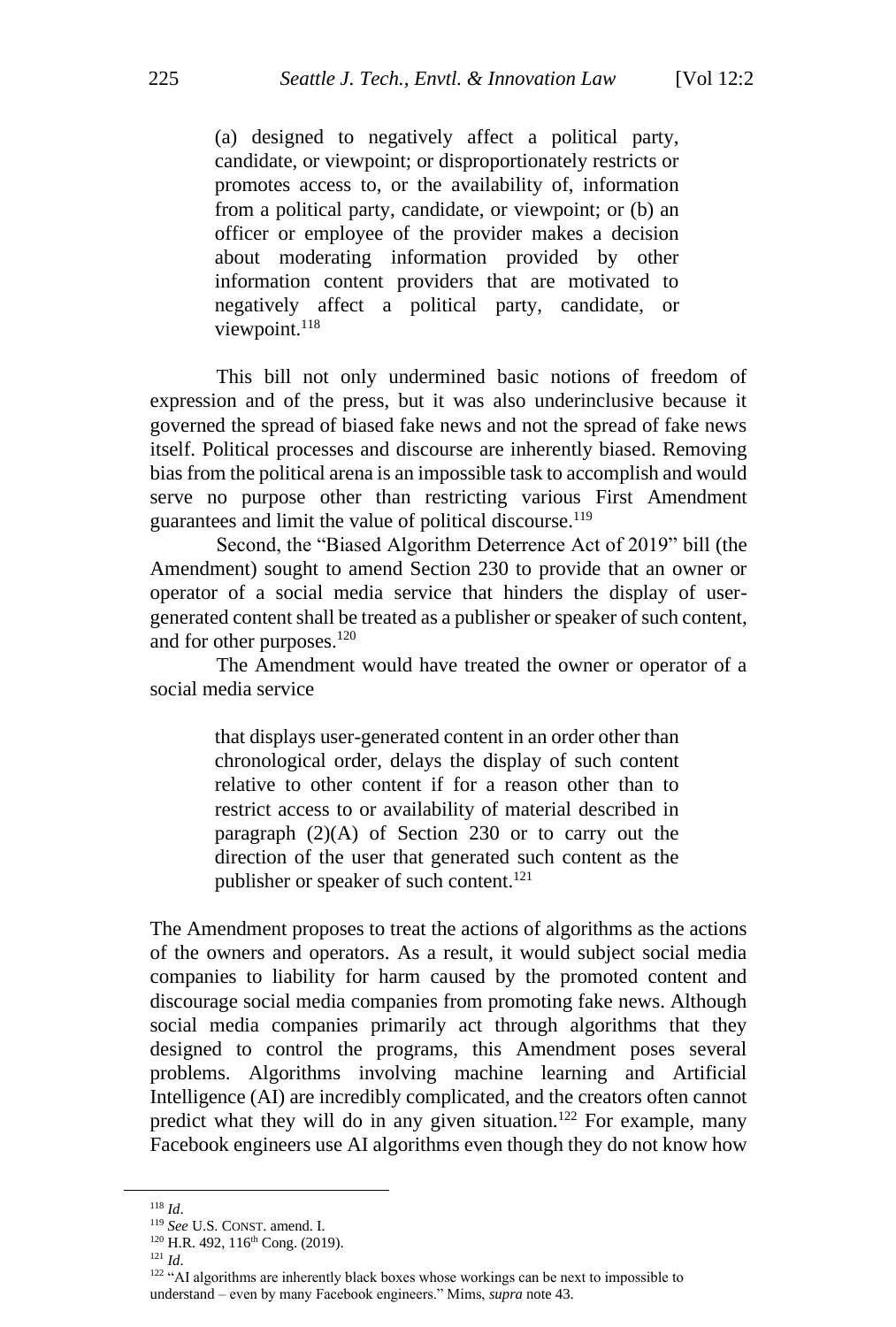> (a) designed to negatively affect a political party, candidate, or viewpoint; or disproportionately restricts or promotes access to, or the availability of, information from a political party, candidate, or viewpoint; or (b) an officer or employee of the provider makes a decision about moderating information provided by other information content providers that are motivated to negatively affect a political party, candidate, or viewpoint.[118]

This bill not only undermined basic notions of freedom of expression and of the press, but it was also underinclusive because it governed the spread of biased fake news and not the spread of fake news itself. Political processes and discourse are inherently biased. Removing bias from the political arena is an impossible task to accomplish and would serve no purpose other than restricting various First Amendment guarantees and limit the value of political discourse.[119]

Second, the "Biased Algorithm Deterrence Act of 2019" bill (the Amendment) sought to amend Section 230 to provide that an owner or operator of a social media service that hinders the display of user-generated content shall be treated as a publisher or speaker of such content, and for other purposes.[120]

The Amendment would have treated the owner or operator of a social media service

> that displays user-generated content in an order other than chronological order, delays the display of such content relative to other content if for a reason other than to restrict access to or availability of material described in paragraph (2)(A) of Section 230 or to carry out the direction of the user that generated such content as the publisher or speaker of such content.[121]

The Amendment proposes to treat the actions of algorithms as the actions of the owners and operators. As a result, it would subject social media companies to liability for harm caused by the promoted content and discourage social media companies from promoting fake news. Although social media companies primarily act through algorithms that they designed to control the programs, this Amendment poses several problems. Algorithms involving machine learning and Artificial Intelligence (AI) are incredibly complicated, and the creators often cannot predict what they will do in any given situation.[122] For example, many Facebook engineers use AI algorithms even though they do not know how

---

[118] *Id*.

[119] *See* U.S. CONST. amend. I.

[120] H.R. 492, 116th Cong. (2019).

[121] *Id*.

[122] "AI algorithms are inherently black boxes whose workings can be next to impossible to understand – even by many Facebook engineers." Mims, *supra* note 43.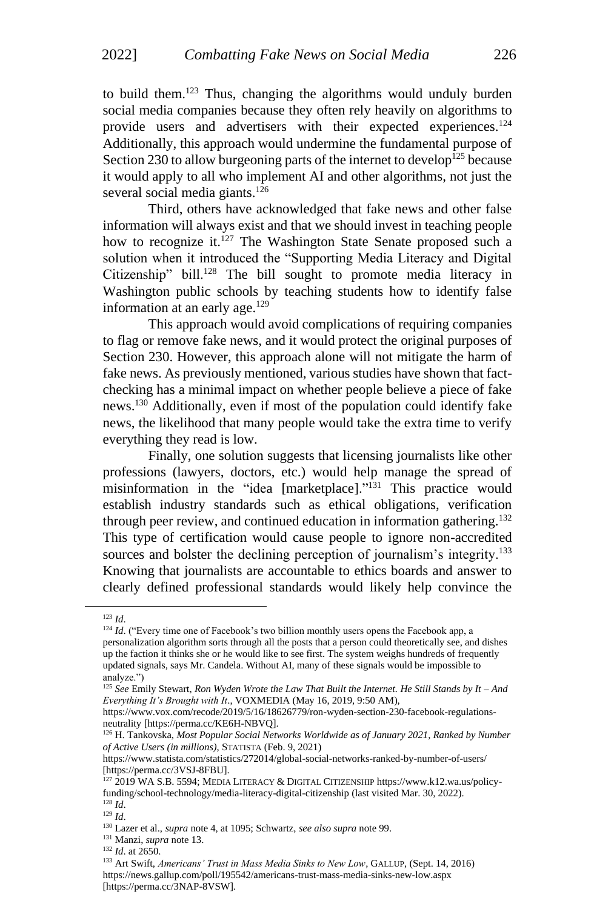to build them.[123] Thus, changing the algorithms would unduly burden social media companies because they often rely heavily on algorithms to provide users and advertisers with their expected experiences.[124] Additionally, this approach would undermine the fundamental purpose of Section 230 to allow burgeoning parts of the internet to develop[125] because it would apply to all who implement AI and other algorithms, not just the several social media giants.[126]

Third, others have acknowledged that fake news and other false information will always exist and that we should invest in teaching people how to recognize it.[127] The Washington State Senate proposed such a solution when it introduced the "Supporting Media Literacy and Digital Citizenship" bill.[128] The bill sought to promote media literacy in Washington public schools by teaching students how to identify false information at an early age.[129]

This approach would avoid complications of requiring companies to flag or remove fake news, and it would protect the original purposes of Section 230. However, this approach alone will not mitigate the harm of fake news. As previously mentioned, various studies have shown that fact-checking has a minimal impact on whether people believe a piece of fake news.[130] Additionally, even if most of the population could identify fake news, the likelihood that many people would take the extra time to verify everything they read is low.

Finally, one solution suggests that licensing journalists like other professions (lawyers, doctors, etc.) would help manage the spread of misinformation in the "idea [marketplace]."[131] This practice would establish industry standards such as ethical obligations, verification through peer review, and continued education in information gathering.[132] This type of certification would cause people to ignore non-accredited sources and bolster the declining perception of journalism's integrity.[133] Knowing that journalists are accountable to ethics boards and answer to clearly defined professional standards would likely help convince the

---

[123] *Id*.

[124] *Id*. ("Every time one of Facebook's two billion monthly users opens the Facebook app, a personalization algorithm sorts through all the posts that a person could theoretically see, and dishes up the faction it thinks she or he would like to see first. The system weighs hundreds of frequently updated signals, says Mr. Candela. Without AI, many of these signals would be impossible to analyze.")

[125] *See* Emily Stewart, *Ron Wyden Wrote the Law That Built the Internet. He Still Stands by It – And Everything It's Brought with It*., VOXMEDIA (May 16, 2019, 9:50 AM), https://www.vox.com/recode/2019/5/16/18626779/ron-wyden-section-230-facebook-regulations-neutrality [https://perma.cc/KE6H-NBVQ].

[126] H. Tankovska, *Most Popular Social Networks Worldwide as of January 2021, Ranked by Number of Active Users (in millions)*, STATISTA (Feb. 9, 2021) https://www.statista.com/statistics/272014/global-social-networks-ranked-by-number-of-users/ [https://perma.cc/3VSJ-8FBU].

[127] 2019 WA S.B. 5594; MEDIA LITERACY & DIGITAL CITIZENSHIP https://www.k12.wa.us/policy-funding/school-technology/media-literacy-digital-citizenship (last visited Mar. 30, 2022).

[128] *Id*.

[129] *Id*.

[130] Lazer et al., *supra* note 4, at 1095; Schwartz, *see also supra* note 99.

[131] Manzi, *supra* note 13.

[132] *Id*. at 2650.

[133] Art Swift, *Americans' Trust in Mass Media Sinks to New Low*, GALLUP, (Sept. 14, 2016) https://news.gallup.com/poll/195542/americans-trust-mass-media-sinks-new-low.aspx [https://perma.cc/3NAP-8VSW].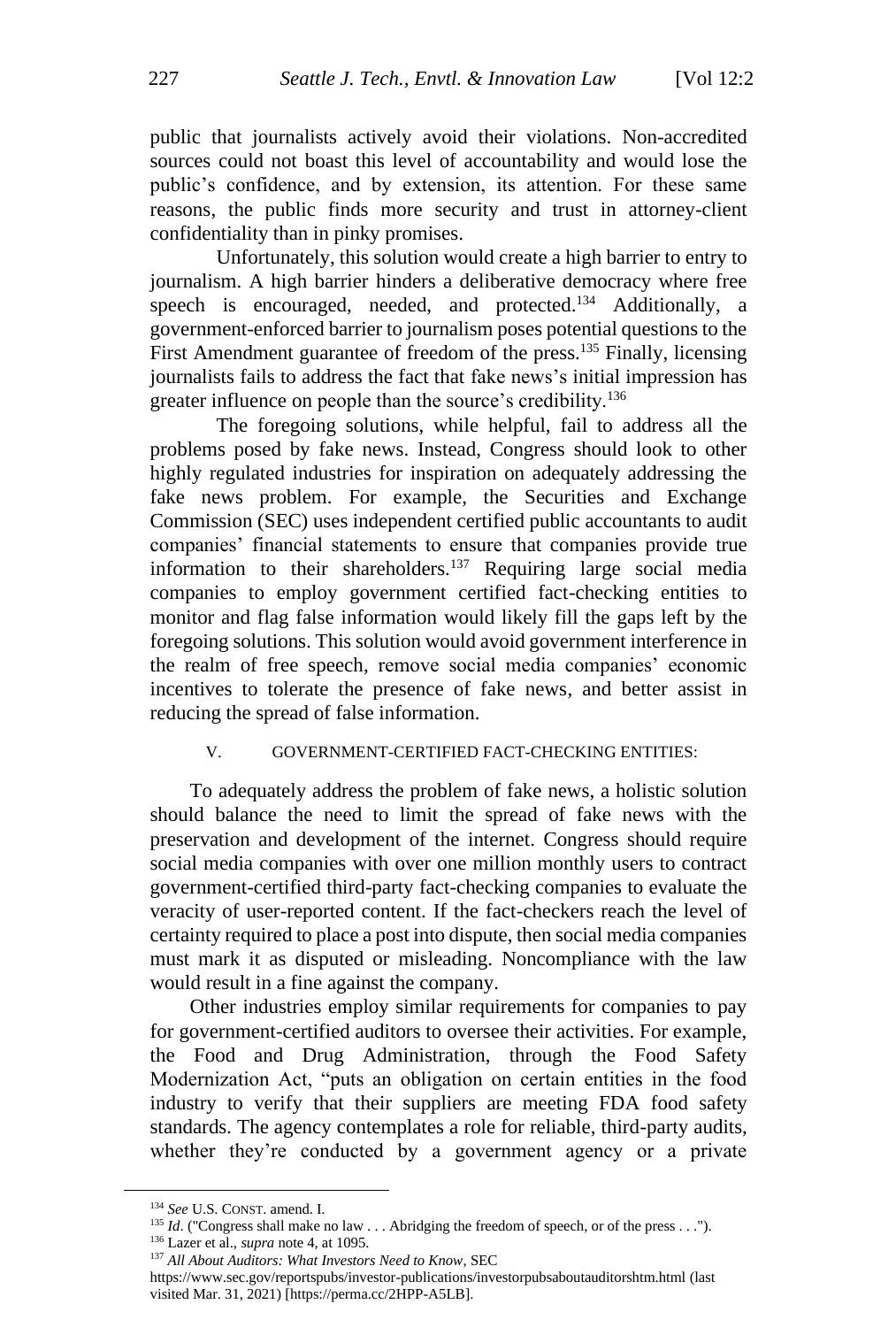public that journalists actively avoid their violations. Non-accredited sources could not boast this level of accountability and would lose the public's confidence, and by extension, its attention. For these same reasons, the public finds more security and trust in attorney-client confidentiality than in pinky promises.

Unfortunately, this solution would create a high barrier to entry to journalism. A high barrier hinders a deliberative democracy where free speech is encouraged, needed, and protected.[134] Additionally, a government-enforced barrier to journalism poses potential questions to the First Amendment guarantee of freedom of the press.[135] Finally, licensing journalists fails to address the fact that fake news's initial impression has greater influence on people than the source's credibility.[136]

The foregoing solutions, while helpful, fail to address all the problems posed by fake news. Instead, Congress should look to other highly regulated industries for inspiration on adequately addressing the fake news problem. For example, the Securities and Exchange Commission (SEC) uses independent certified public accountants to audit companies' financial statements to ensure that companies provide true information to their shareholders.[137] Requiring large social media companies to employ government certified fact-checking entities to monitor and flag false information would likely fill the gaps left by the foregoing solutions. This solution would avoid government interference in the realm of free speech, remove social media companies' economic incentives to tolerate the presence of fake news, and better assist in reducing the spread of false information.

## V. GOVERNMENT-CERTIFIED FACT-CHECKING ENTITIES:

To adequately address the problem of fake news, a holistic solution should balance the need to limit the spread of fake news with the preservation and development of the internet. Congress should require social media companies with over one million monthly users to contract government-certified third-party fact-checking companies to evaluate the veracity of user-reported content. If the fact-checkers reach the level of certainty required to place a post into dispute, then social media companies must mark it as disputed or misleading. Noncompliance with the law would result in a fine against the company.

Other industries employ similar requirements for companies to pay for government-certified auditors to oversee their activities. For example, the Food and Drug Administration, through the Food Safety Modernization Act, "puts an obligation on certain entities in the food industry to verify that their suppliers are meeting FDA food safety standards. The agency contemplates a role for reliable, third-party audits, whether they're conducted by a government agency or a private

---

[134] *See* U.S. CONST. amend. I.

[135] *Id*. ("Congress shall make no law . . . Abridging the freedom of speech, or of the press . . .").

[136] Lazer et al., *supra* note 4, at 1095.

[137] *All About Auditors: What Investors Need to Know*, SEC https://www.sec.gov/reportspubs/investor-publications/investorpubsaboutauditorshtm.html (last visited Mar. 31, 2021) [https://perma.cc/2HPP-A5LB].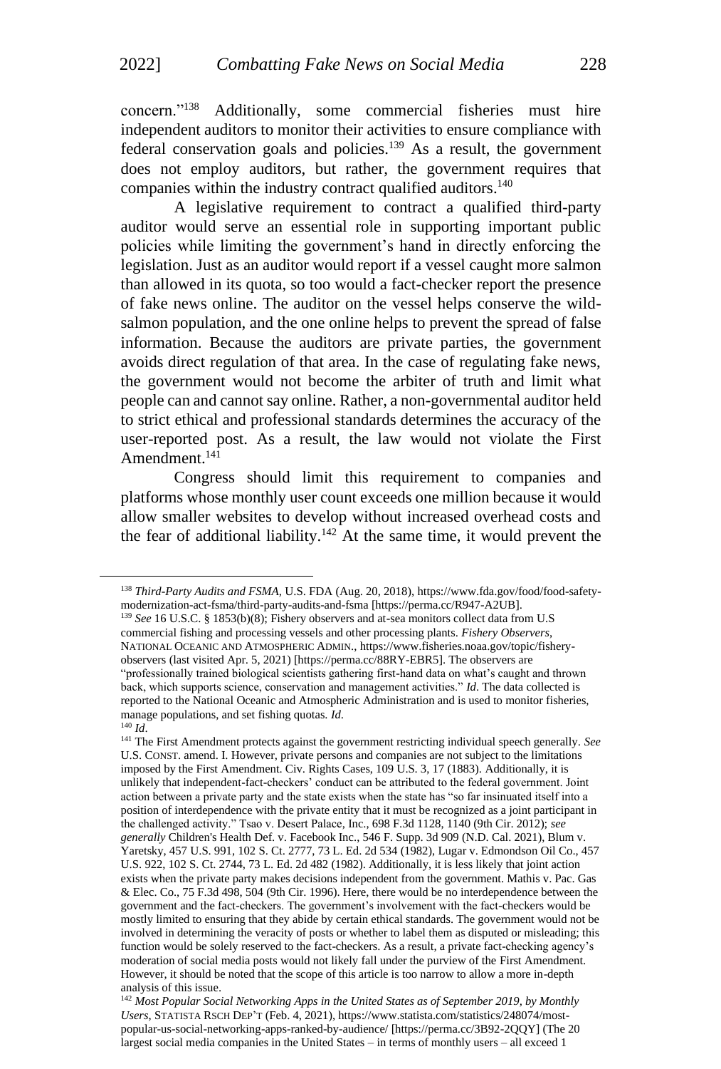concern."[138] Additionally, some commercial fisheries must hire independent auditors to monitor their activities to ensure compliance with federal conservation goals and policies.[139] As a result, the government does not employ auditors, but rather, the government requires that companies within the industry contract qualified auditors.[140]

A legislative requirement to contract a qualified third-party auditor would serve an essential role in supporting important public policies while limiting the government's hand in directly enforcing the legislation. Just as an auditor would report if a vessel caught more salmon than allowed in its quota, so too would a fact-checker report the presence of fake news online. The auditor on the vessel helps conserve the wild-salmon population, and the one online helps to prevent the spread of false information. Because the auditors are private parties, the government avoids direct regulation of that area. In the case of regulating fake news, the government would not become the arbiter of truth and limit what people can and cannot say online. Rather, a non-governmental auditor held to strict ethical and professional standards determines the accuracy of the user-reported post. As a result, the law would not violate the First Amendment.[141]

Congress should limit this requirement to companies and platforms whose monthly user count exceeds one million because it would allow smaller websites to develop without increased overhead costs and the fear of additional liability.[142] At the same time, it would prevent the

---

[138] *Third-Party Audits and FSMA*, U.S. FDA (Aug. 20, 2018), https://www.fda.gov/food/food-safety-modernization-act-fsma/third-party-audits-and-fsma [https://perma.cc/R947-A2UB].

[139] *See* 16 U.S.C. § 1853(b)(8); Fishery observers and at-sea monitors collect data from U.S commercial fishing and processing vessels and other processing plants. *Fishery Observers*, NATIONAL OCEANIC AND ATMOSPHERIC ADMIN., https://www.fisheries.noaa.gov/topic/fishery-observers (last visited Apr. 5, 2021) [https://perma.cc/88RY-EBR5]. The observers are "professionally trained biological scientists gathering first-hand data on what's caught and thrown back, which supports science, conservation and management activities." *Id*. The data collected is reported to the National Oceanic and Atmospheric Administration and is used to monitor fisheries, manage populations, and set fishing quotas. *Id.*

[140] *Id*.

[141] The First Amendment protects against the government restricting individual speech generally. *See* U.S. CONST. amend. I. However, private persons and companies are not subject to the limitations imposed by the First Amendment. Civ. Rights Cases, 109 U.S. 3, 17 (1883). Additionally, it is unlikely that independent-fact-checkers' conduct can be attributed to the federal government. Joint action between a private party and the state exists when the state has "so far insinuated itself into a position of interdependence with the private entity that it must be recognized as a joint participant in the challenged activity." Tsao v. Desert Palace, Inc., 698 F.3d 1128, 1140 (9th Cir. 2012); *see generally* Children's Health Def. v. Facebook Inc., 546 F. Supp. 3d 909 (N.D. Cal. 2021), Blum v. Yaretsky, 457 U.S. 991, 102 S. Ct. 2777, 73 L. Ed. 2d 534 (1982), Lugar v. Edmondson Oil Co., 457 U.S. 922, 102 S. Ct. 2744, 73 L. Ed. 2d 482 (1982). Additionally, it is less likely that joint action exists when the private party makes decisions independent from the government. Mathis v. Pac. Gas & Elec. Co., 75 F.3d 498, 504 (9th Cir. 1996). Here, there would be no interdependence between the government and the fact-checkers. The government's involvement with the fact-checkers would be mostly limited to ensuring that they abide by certain ethical standards. The government would not be involved in determining the veracity of posts or whether to label them as disputed or misleading; this function would be solely reserved to the fact-checkers. As a result, a private fact-checking agency's moderation of social media posts would not likely fall under the purview of the First Amendment. However, it should be noted that the scope of this article is too narrow to allow a more in-depth analysis of this issue.

[142] *Most Popular Social Networking Apps in the United States as of September 2019, by Monthly Users*, STATISTA RSCH DEP'T (Feb. 4, 2021), https://www.statista.com/statistics/248074/most-popular-us-social-networking-apps-ranked-by-audience/ [https://perma.cc/3B92-2QQY] (The 20 largest social media companies in the United States – in terms of monthly users – all exceed 1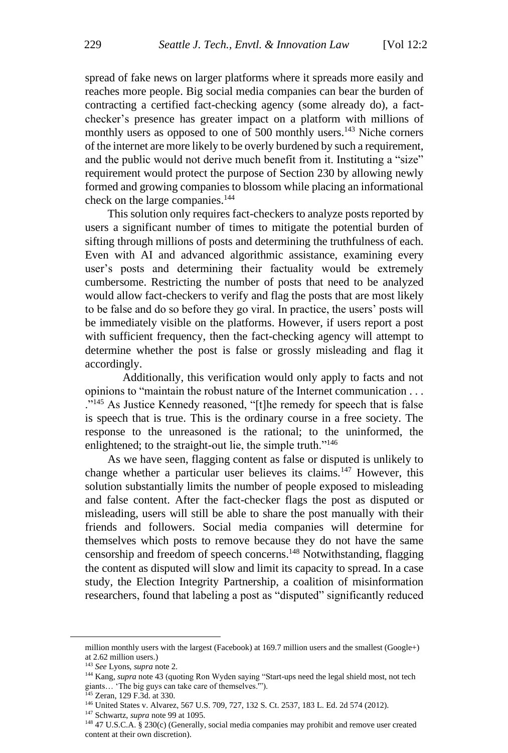spread of fake news on larger platforms where it spreads more easily and reaches more people. Big social media companies can bear the burden of contracting a certified fact-checking agency (some already do), a fact-checker's presence has greater impact on a platform with millions of monthly users as opposed to one of 500 monthly users.[143] Niche corners of the internet are more likely to be overly burdened by such a requirement, and the public would not derive much benefit from it. Instituting a "size" requirement would protect the purpose of Section 230 by allowing newly formed and growing companies to blossom while placing an informational check on the large companies.[144]

This solution only requires fact-checkers to analyze posts reported by users a significant number of times to mitigate the potential burden of sifting through millions of posts and determining the truthfulness of each. Even with AI and advanced algorithmic assistance, examining every user's posts and determining their factuality would be extremely cumbersome. Restricting the number of posts that need to be analyzed would allow fact-checkers to verify and flag the posts that are most likely to be false and do so before they go viral. In practice, the users' posts will be immediately visible on the platforms. However, if users report a post with sufficient frequency, then the fact-checking agency will attempt to determine whether the post is false or grossly misleading and flag it accordingly.

Additionally, this verification would only apply to facts and not opinions to "maintain the robust nature of the Internet communication . . . ."[145] As Justice Kennedy reasoned, "[t]he remedy for speech that is false is speech that is true. This is the ordinary course in a free society. The response to the unreasoned is the rational; to the uninformed, the enlightened; to the straight-out lie, the simple truth."[146]

As we have seen, flagging content as false or disputed is unlikely to change whether a particular user believes its claims.[147] However, this solution substantially limits the number of people exposed to misleading and false content. After the fact-checker flags the post as disputed or misleading, users will still be able to share the post manually with their friends and followers. Social media companies will determine for themselves which posts to remove because they do not have the same censorship and freedom of speech concerns.[148] Notwithstanding, flagging the content as disputed will slow and limit its capacity to spread. In a case study, the Election Integrity Partnership, a coalition of misinformation researchers, found that labeling a post as "disputed" significantly reduced

---

million monthly users with the largest (Facebook) at 169.7 million users and the smallest (Google+) at 2.62 million users.)

[143] *See* Lyons, *supra* note 2.

[144] Kang, *supra* note 43 (quoting Ron Wyden saying "Start-ups need the legal shield most, not tech giants… 'The big guys can take care of themselves.'").

[145] Zeran, 129 F.3d. at 330.

[146] United States v. Alvarez, 567 U.S. 709, 727, 132 S. Ct. 2537, 183 L. Ed. 2d 574 (2012).

[147] Schwartz, *supra* note 99 at 1095.

[148] 47 U.S.C.A. § 230(c) (Generally, social media companies may prohibit and remove user created content at their own discretion).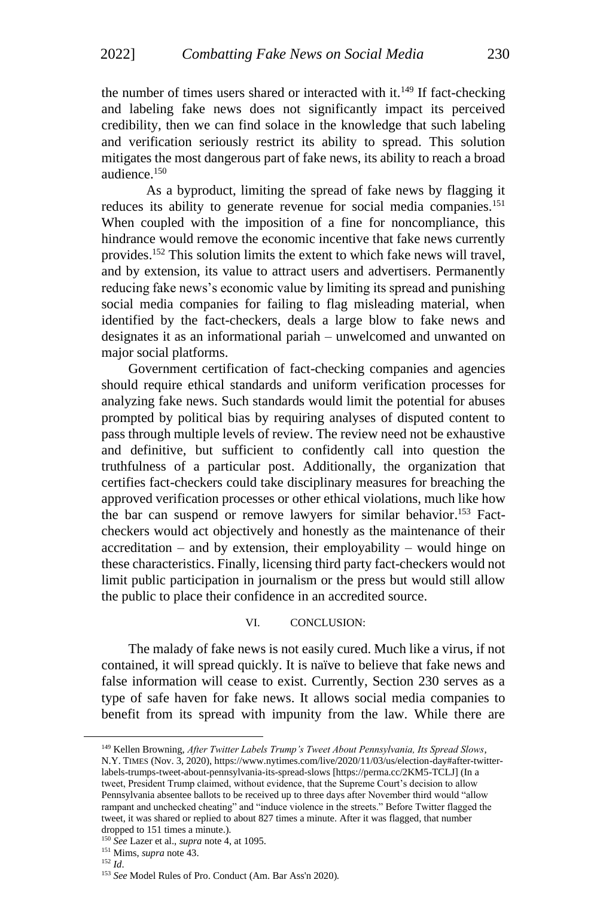the number of times users shared or interacted with it.[149] If fact-checking and labeling fake news does not significantly impact its perceived credibility, then we can find solace in the knowledge that such labeling and verification seriously restrict its ability to spread. This solution mitigates the most dangerous part of fake news, its ability to reach a broad audience.[150]

As a byproduct, limiting the spread of fake news by flagging it reduces its ability to generate revenue for social media companies.[151] When coupled with the imposition of a fine for noncompliance, this hindrance would remove the economic incentive that fake news currently provides.[152] This solution limits the extent to which fake news will travel, and by extension, its value to attract users and advertisers. Permanently reducing fake news's economic value by limiting its spread and punishing social media companies for failing to flag misleading material, when identified by the fact-checkers, deals a large blow to fake news and designates it as an informational pariah – unwelcomed and unwanted on major social platforms.

Government certification of fact-checking companies and agencies should require ethical standards and uniform verification processes for analyzing fake news. Such standards would limit the potential for abuses prompted by political bias by requiring analyses of disputed content to pass through multiple levels of review. The review need not be exhaustive and definitive, but sufficient to confidently call into question the truthfulness of a particular post. Additionally, the organization that certifies fact-checkers could take disciplinary measures for breaching the approved verification processes or other ethical violations, much like how the bar can suspend or remove lawyers for similar behavior.[153] Fact-checkers would act objectively and honestly as the maintenance of their accreditation – and by extension, their employability – would hinge on these characteristics. Finally, licensing third party fact-checkers would not limit public participation in journalism or the press but would still allow the public to place their confidence in an accredited source.

## VI. CONCLUSION:

The malady of fake news is not easily cured. Much like a virus, if not contained, it will spread quickly. It is naïve to believe that fake news and false information will cease to exist. Currently, Section 230 serves as a type of safe haven for fake news. It allows social media companies to benefit from its spread with impunity from the law. While there are

---

[149] Kellen Browning, *After Twitter Labels Trump's Tweet About Pennsylvania, Its Spread Slows*, N.Y. TIMES (Nov. 3, 2020), https://www.nytimes.com/live/2020/11/03/us/election-day#after-twitter-labels-trumps-tweet-about-pennsylvania-its-spread-slows [https://perma.cc/2KM5-TCLJ] (In a tweet, President Trump claimed, without evidence, that the Supreme Court's decision to allow Pennsylvania absentee ballots to be received up to three days after November third would "allow rampant and unchecked cheating" and "induce violence in the streets." Before Twitter flagged the tweet, it was shared or replied to about 827 times a minute. After it was flagged, that number dropped to 151 times a minute.).

[150] *See* Lazer et al., *supra* note 4, at 1095.

[151] Mims, *supra* note 43.

[152] *Id*.

[153] *See* Model Rules of Pro. Conduct (Am. Bar Ass'n 2020).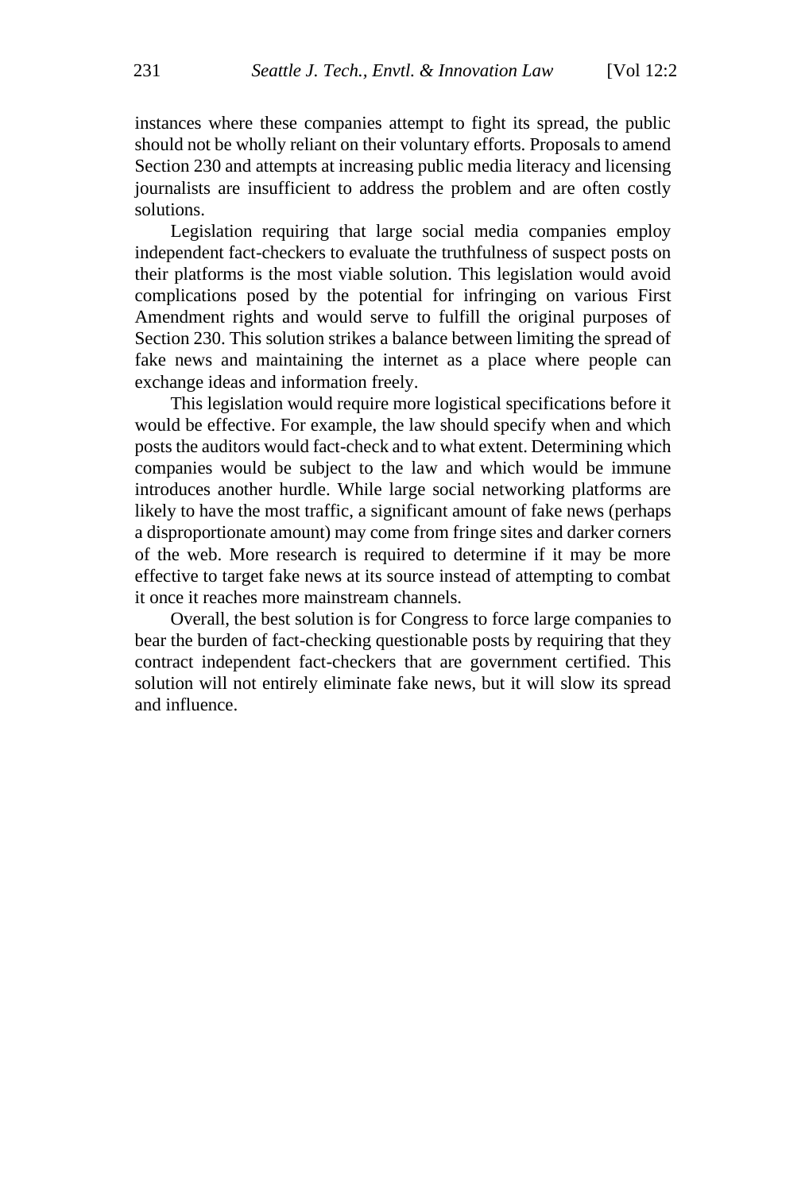instances where these companies attempt to fight its spread, the public should not be wholly reliant on their voluntary efforts. Proposals to amend Section 230 and attempts at increasing public media literacy and licensing journalists are insufficient to address the problem and are often costly solutions.

Legislation requiring that large social media companies employ independent fact-checkers to evaluate the truthfulness of suspect posts on their platforms is the most viable solution. This legislation would avoid complications posed by the potential for infringing on various First Amendment rights and would serve to fulfill the original purposes of Section 230. This solution strikes a balance between limiting the spread of fake news and maintaining the internet as a place where people can exchange ideas and information freely.

This legislation would require more logistical specifications before it would be effective. For example, the law should specify when and which posts the auditors would fact-check and to what extent. Determining which companies would be subject to the law and which would be immune introduces another hurdle. While large social networking platforms are likely to have the most traffic, a significant amount of fake news (perhaps a disproportionate amount) may come from fringe sites and darker corners of the web. More research is required to determine if it may be more effective to target fake news at its source instead of attempting to combat it once it reaches more mainstream channels.

Overall, the best solution is for Congress to force large companies to bear the burden of fact-checking questionable posts by requiring that they contract independent fact-checkers that are government certified. This solution will not entirely eliminate fake news, but it will slow its spread and influence.